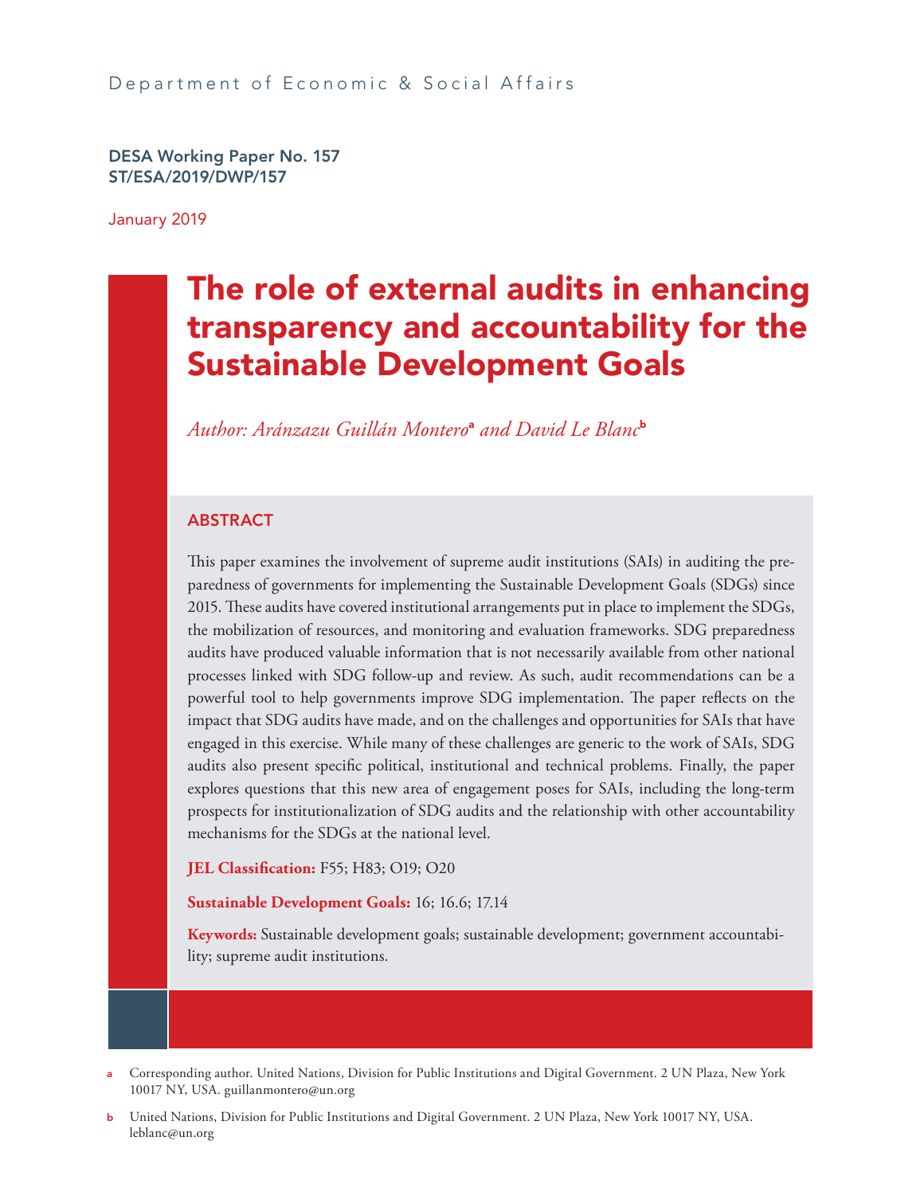Department of Economic & Social Affairs

**DESA Working Paper No. 157**
**ST/ESA/2019/DWP/157**

January 2019

# The role of external audits in enhancing transparency and accountability for the Sustainable Development Goals

*Author: Aránzazu Guillán Montero[a] and David Le Blanc[b]*

## ABSTRACT

This paper examines the involvement of supreme audit institutions (SAIs) in auditing the preparedness of governments for implementing the Sustainable Development Goals (SDGs) since 2015. These audits have covered institutional arrangements put in place to implement the SDGs, the mobilization of resources, and monitoring and evaluation frameworks. SDG preparedness audits have produced valuable information that is not necessarily available from other national processes linked with SDG follow-up and review. As such, audit recommendations can be a powerful tool to help governments improve SDG implementation. The paper reflects on the impact that SDG audits have made, and on the challenges and opportunities for SAIs that have engaged in this exercise. While many of these challenges are generic to the work of SAIs, SDG audits also present specific political, institutional and technical problems. Finally, the paper explores questions that this new area of engagement poses for SAIs, including the long-term prospects for institutionalization of SDG audits and the relationship with other accountability mechanisms for the SDGs at the national level.

**JEL Classification:** F55; H83; O19; O20

**Sustainable Development Goals:** 16; 16.6; 17.14

**Keywords:** Sustainable development goals; sustainable development; government accountability; supreme audit institutions.

---

a Corresponding author. United Nations, Division for Public Institutions and Digital Government. 2 UN Plaza, New York 10017 NY, USA. guillanmontero@un.org

b United Nations, Division for Public Institutions and Digital Government. 2 UN Plaza, New York 10017 NY, USA. leblanc@un.org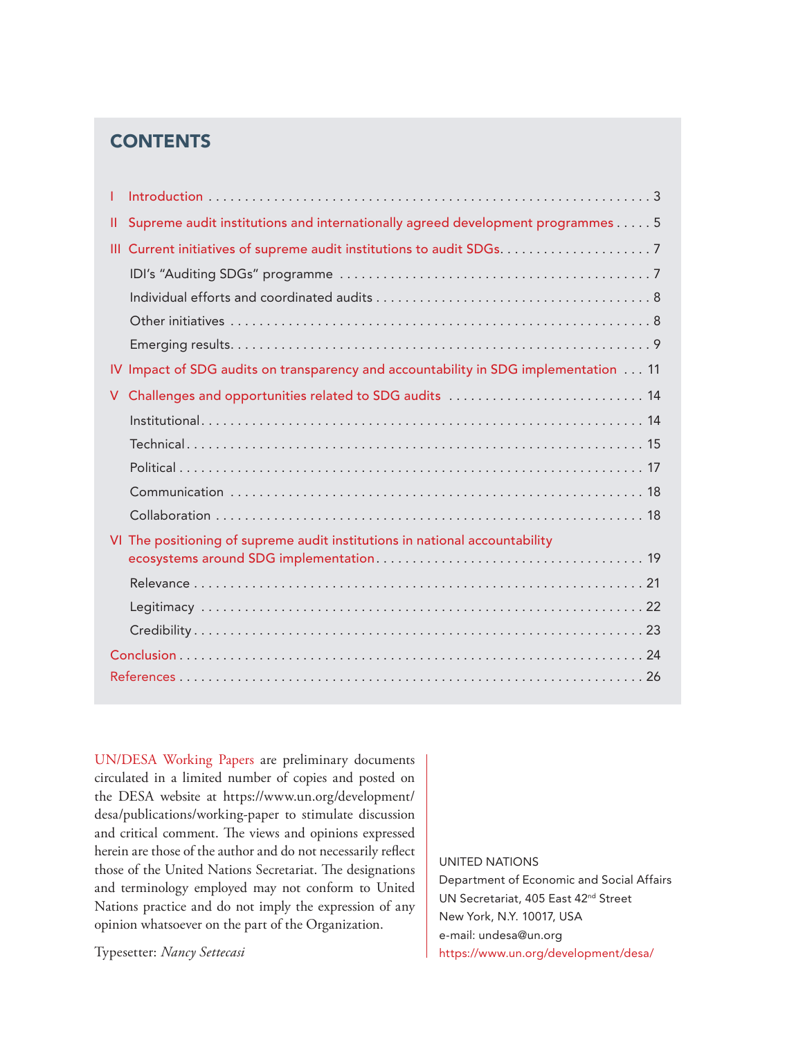## CONTENTS

I Introduction . . . . . . . . . . . . . . . . . . . . . . . . . . . . . . . . . . . . . . . . . . . . . . . . . . . . . . . . . . . . . . 3

II Supreme audit institutions and internationally agreed development programmes . . . . . 5

III Current initiatives of supreme audit institutions to audit SDGs. . . . . . . . . . . . . . . . . . . . . 7

IDI's "Auditing SDGs" programme . . . . . . . . . . . . . . . . . . . . . . . . . . . . . . . . . . . . . . . . . . 7

Individual efforts and coordinated audits . . . . . . . . . . . . . . . . . . . . . . . . . . . . . . . . . . . . 8

Other initiatives . . . . . . . . . . . . . . . . . . . . . . . . . . . . . . . . . . . . . . . . . . . . . . . . . . . . . . . . 8

Emerging results. . . . . . . . . . . . . . . . . . . . . . . . . . . . . . . . . . . . . . . . . . . . . . . . . . . . . . . . 9

IV Impact of SDG audits on transparency and accountability in SDG implementation . . . 11

V Challenges and opportunities related to SDG audits . . . . . . . . . . . . . . . . . . . . . . . . . . . 14

Institutional . . . . . . . . . . . . . . . . . . . . . . . . . . . . . . . . . . . . . . . . . . . . . . . . . . . . . . . . . . . 14

Technical . . . . . . . . . . . . . . . . . . . . . . . . . . . . . . . . . . . . . . . . . . . . . . . . . . . . . . . . . . . . . 15

Political . . . . . . . . . . . . . . . . . . . . . . . . . . . . . . . . . . . . . . . . . . . . . . . . . . . . . . . . . . . . . . 17

Communication . . . . . . . . . . . . . . . . . . . . . . . . . . . . . . . . . . . . . . . . . . . . . . . . . . . . . . . 18

Collaboration . . . . . . . . . . . . . . . . . . . . . . . . . . . . . . . . . . . . . . . . . . . . . . . . . . . . . . . . . 18

VI The positioning of supreme audit institutions in national accountability ecosystems around SDG implementation. . . . . . . . . . . . . . . . . . . . . . . . . . . . . . . . . . . . . . . . 19

Relevance . . . . . . . . . . . . . . . . . . . . . . . . . . . . . . . . . . . . . . . . . . . . . . . . . . . . . . . . . . . . 21

Legitimacy . . . . . . . . . . . . . . . . . . . . . . . . . . . . . . . . . . . . . . . . . . . . . . . . . . . . . . . . . . . 22

Credibility . . . . . . . . . . . . . . . . . . . . . . . . . . . . . . . . . . . . . . . . . . . . . . . . . . . . . . . . . . . . 23

Conclusion . . . . . . . . . . . . . . . . . . . . . . . . . . . . . . . . . . . . . . . . . . . . . . . . . . . . . . . . . . . . . 24

References . . . . . . . . . . . . . . . . . . . . . . . . . . . . . . . . . . . . . . . . . . . . . . . . . . . . . . . . . . . . . 26

UN/DESA Working Papers are preliminary documents circulated in a limited number of copies and posted on the DESA website at https://www.un.org/development/desa/publications/working-paper to stimulate discussion and critical comment. The views and opinions expressed herein are those of the author and do not necessarily reflect those of the United Nations Secretariat. The designations and terminology employed may not conform to United Nations practice and do not imply the expression of any opinion whatsoever on the part of the Organization.

Typesetter: *Nancy Settecasi*

UNITED NATIONS
Department of Economic and Social Affairs
UN Secretariat, 405 East 42nd Street
New York, N.Y. 10017, USA
e-mail: undesa@un.org
https://www.un.org/development/desa/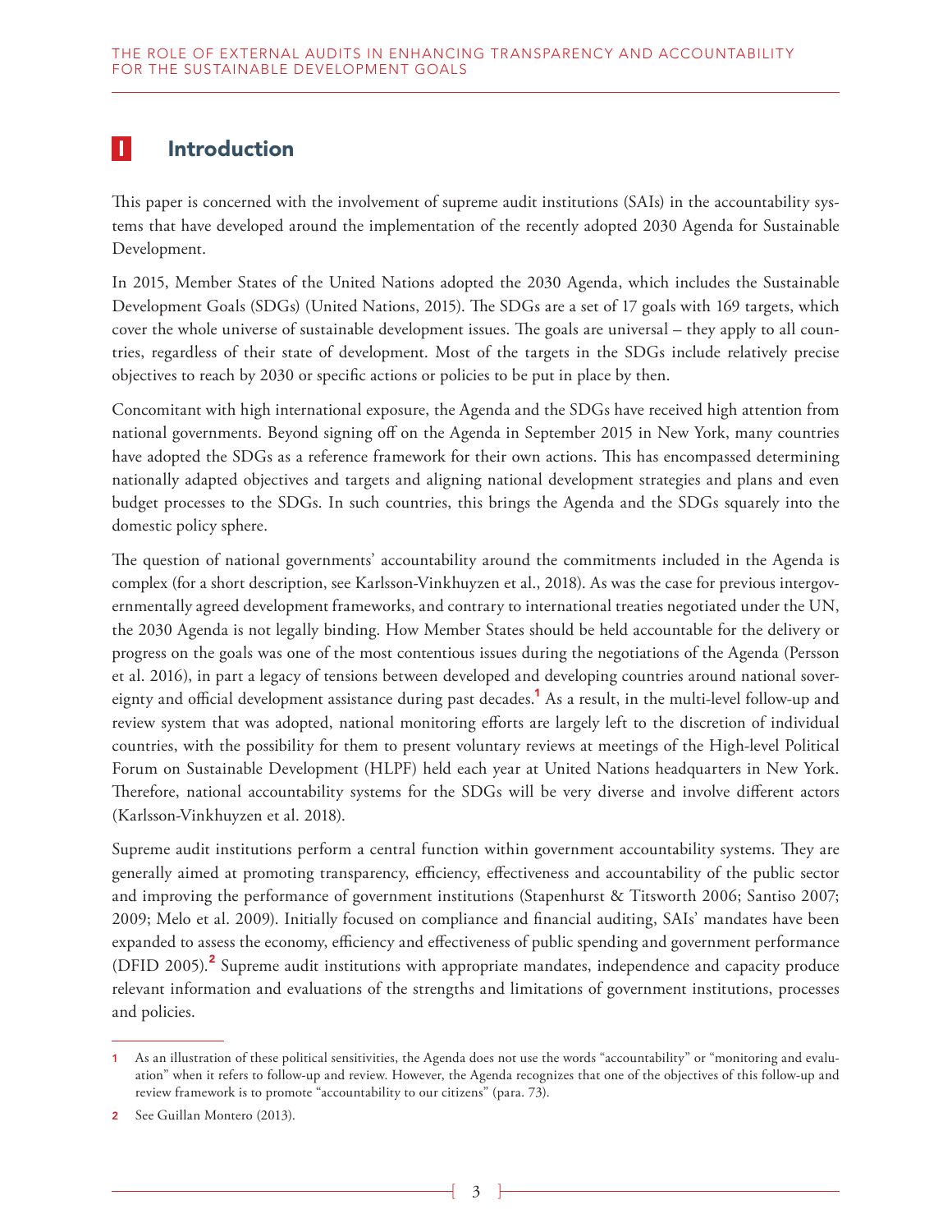# I Introduction

This paper is concerned with the involvement of supreme audit institutions (SAIs) in the accountability systems that have developed around the implementation of the recently adopted 2030 Agenda for Sustainable Development.

In 2015, Member States of the United Nations adopted the 2030 Agenda, which includes the Sustainable Development Goals (SDGs) (United Nations, 2015). The SDGs are a set of 17 goals with 169 targets, which cover the whole universe of sustainable development issues. The goals are universal – they apply to all countries, regardless of their state of development. Most of the targets in the SDGs include relatively precise objectives to reach by 2030 or specific actions or policies to be put in place by then.

Concomitant with high international exposure, the Agenda and the SDGs have received high attention from national governments. Beyond signing off on the Agenda in September 2015 in New York, many countries have adopted the SDGs as a reference framework for their own actions. This has encompassed determining nationally adapted objectives and targets and aligning national development strategies and plans and even budget processes to the SDGs. In such countries, this brings the Agenda and the SDGs squarely into the domestic policy sphere.

The question of national governments' accountability around the commitments included in the Agenda is complex (for a short description, see Karlsson-Vinkhuyzen et al., 2018). As was the case for previous intergovernmentally agreed development frameworks, and contrary to international treaties negotiated under the UN, the 2030 Agenda is not legally binding. How Member States should be held accountable for the delivery or progress on the goals was one of the most contentious issues during the negotiations of the Agenda (Persson et al. 2016), in part a legacy of tensions between developed and developing countries around national sovereignty and official development assistance during past decades.[1] As a result, in the multi-level follow-up and review system that was adopted, national monitoring efforts are largely left to the discretion of individual countries, with the possibility for them to present voluntary reviews at meetings of the High-level Political Forum on Sustainable Development (HLPF) held each year at United Nations headquarters in New York. Therefore, national accountability systems for the SDGs will be very diverse and involve different actors (Karlsson-Vinkhuyzen et al. 2018).

Supreme audit institutions perform a central function within government accountability systems. They are generally aimed at promoting transparency, efficiency, effectiveness and accountability of the public sector and improving the performance of government institutions (Stapenhurst & Titsworth 2006; Santiso 2007; 2009; Melo et al. 2009). Initially focused on compliance and financial auditing, SAIs' mandates have been expanded to assess the economy, efficiency and effectiveness of public spending and government performance (DFID 2005).[2] Supreme audit institutions with appropriate mandates, independence and capacity produce relevant information and evaluations of the strengths and limitations of government institutions, processes and policies.

---

[1] As an illustration of these political sensitivities, the Agenda does not use the words "accountability" or "monitoring and evaluation" when it refers to follow-up and review. However, the Agenda recognizes that one of the objectives of this follow-up and review framework is to promote "accountability to our citizens" (para. 73).

[2] See Guillan Montero (2013).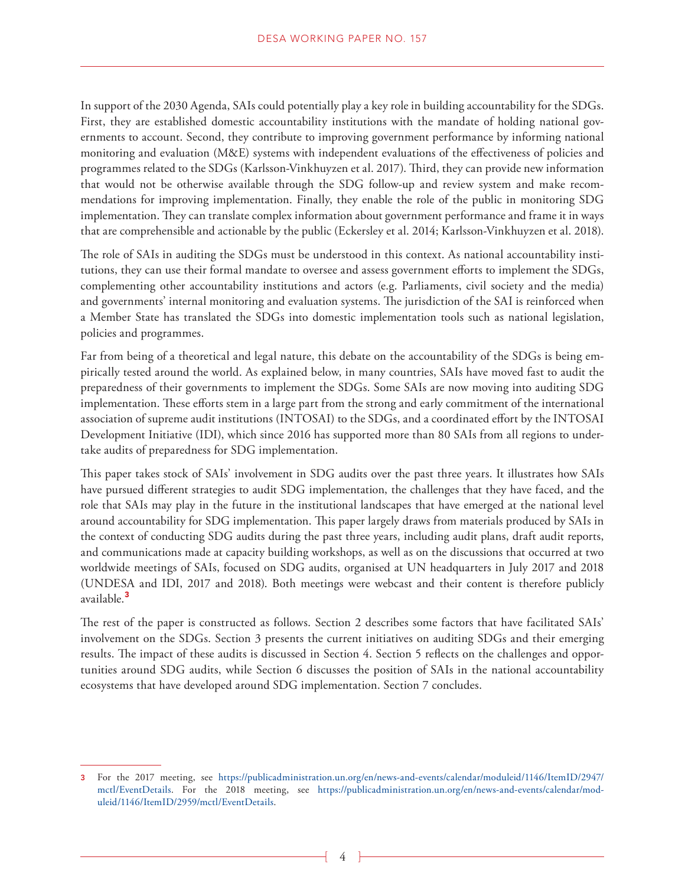In support of the 2030 Agenda, SAIs could potentially play a key role in building accountability for the SDGs. First, they are established domestic accountability institutions with the mandate of holding national governments to account. Second, they contribute to improving government performance by informing national monitoring and evaluation (M&E) systems with independent evaluations of the effectiveness of policies and programmes related to the SDGs (Karlsson-Vinkhuyzen et al. 2017). Third, they can provide new information that would not be otherwise available through the SDG follow-up and review system and make recommendations for improving implementation. Finally, they enable the role of the public in monitoring SDG implementation. They can translate complex information about government performance and frame it in ways that are comprehensible and actionable by the public (Eckersley et al. 2014; Karlsson-Vinkhuyzen et al. 2018).

The role of SAIs in auditing the SDGs must be understood in this context. As national accountability institutions, they can use their formal mandate to oversee and assess government efforts to implement the SDGs, complementing other accountability institutions and actors (e.g. Parliaments, civil society and the media) and governments' internal monitoring and evaluation systems. The jurisdiction of the SAI is reinforced when a Member State has translated the SDGs into domestic implementation tools such as national legislation, policies and programmes.

Far from being of a theoretical and legal nature, this debate on the accountability of the SDGs is being empirically tested around the world. As explained below, in many countries, SAIs have moved fast to audit the preparedness of their governments to implement the SDGs. Some SAIs are now moving into auditing SDG implementation. These efforts stem in a large part from the strong and early commitment of the international association of supreme audit institutions (INTOSAI) to the SDGs, and a coordinated effort by the INTOSAI Development Initiative (IDI), which since 2016 has supported more than 80 SAIs from all regions to undertake audits of preparedness for SDG implementation.

This paper takes stock of SAIs' involvement in SDG audits over the past three years. It illustrates how SAIs have pursued different strategies to audit SDG implementation, the challenges that they have faced, and the role that SAIs may play in the future in the institutional landscapes that have emerged at the national level around accountability for SDG implementation. This paper largely draws from materials produced by SAIs in the context of conducting SDG audits during the past three years, including audit plans, draft audit reports, and communications made at capacity building workshops, as well as on the discussions that occurred at two worldwide meetings of SAIs, focused on SDG audits, organised at UN headquarters in July 2017 and 2018 (UNDESA and IDI, 2017 and 2018). Both meetings were webcast and their content is therefore publicly available.[3]

The rest of the paper is constructed as follows. Section 2 describes some factors that have facilitated SAIs' involvement on the SDGs. Section 3 presents the current initiatives on auditing SDGs and their emerging results. The impact of these audits is discussed in Section 4. Section 5 reflects on the challenges and opportunities around SDG audits, while Section 6 discusses the position of SAIs in the national accountability ecosystems that have developed around SDG implementation. Section 7 concludes.

---

[3] For the 2017 meeting, see https://publicadministration.un.org/en/news-and-events/calendar/moduleid/1146/ItemID/2947/mctl/EventDetails. For the 2018 meeting, see https://publicadministration.un.org/en/news-and-events/calendar/moduleid/1146/ItemID/2959/mctl/EventDetails.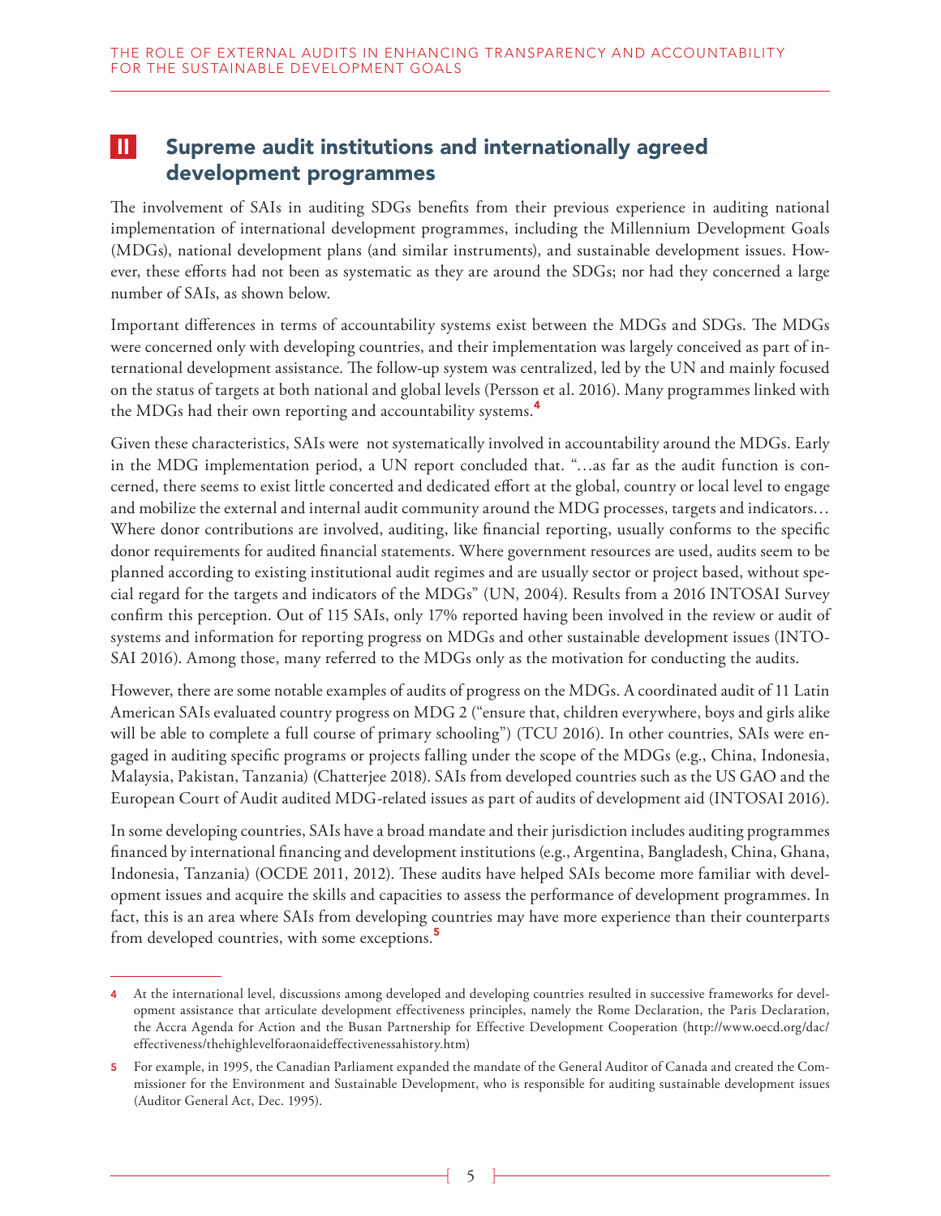## II Supreme audit institutions and internationally agreed development programmes

The involvement of SAIs in auditing SDGs benefits from their previous experience in auditing national implementation of international development programmes, including the Millennium Development Goals (MDGs), national development plans (and similar instruments), and sustainable development issues. However, these efforts had not been as systematic as they are around the SDGs; nor had they concerned a large number of SAIs, as shown below.

Important differences in terms of accountability systems exist between the MDGs and SDGs. The MDGs were concerned only with developing countries, and their implementation was largely conceived as part of international development assistance. The follow-up system was centralized, led by the UN and mainly focused on the status of targets at both national and global levels (Persson et al. 2016). Many programmes linked with the MDGs had their own reporting and accountability systems.[4]

Given these characteristics, SAIs were not systematically involved in accountability around the MDGs. Early in the MDG implementation period, a UN report concluded that. "…as far as the audit function is concerned, there seems to exist little concerted and dedicated effort at the global, country or local level to engage and mobilize the external and internal audit community around the MDG processes, targets and indicators… Where donor contributions are involved, auditing, like financial reporting, usually conforms to the specific donor requirements for audited financial statements. Where government resources are used, audits seem to be planned according to existing institutional audit regimes and are usually sector or project based, without special regard for the targets and indicators of the MDGs" (UN, 2004). Results from a 2016 INTOSAI Survey confirm this perception. Out of 115 SAIs, only 17% reported having been involved in the review or audit of systems and information for reporting progress on MDGs and other sustainable development issues (INTOSAI 2016). Among those, many referred to the MDGs only as the motivation for conducting the audits.

However, there are some notable examples of audits of progress on the MDGs. A coordinated audit of 11 Latin American SAIs evaluated country progress on MDG 2 ("ensure that, children everywhere, boys and girls alike will be able to complete a full course of primary schooling") (TCU 2016). In other countries, SAIs were engaged in auditing specific programs or projects falling under the scope of the MDGs (e.g., China, Indonesia, Malaysia, Pakistan, Tanzania) (Chatterjee 2018). SAIs from developed countries such as the US GAO and the European Court of Audit audited MDG-related issues as part of audits of development aid (INTOSAI 2016).

In some developing countries, SAIs have a broad mandate and their jurisdiction includes auditing programmes financed by international financing and development institutions (e.g., Argentina, Bangladesh, China, Ghana, Indonesia, Tanzania) (OCDE 2011, 2012). These audits have helped SAIs become more familiar with development issues and acquire the skills and capacities to assess the performance of development programmes. In fact, this is an area where SAIs from developing countries may have more experience than their counterparts from developed countries, with some exceptions.[5]

---

4 At the international level, discussions among developed and developing countries resulted in successive frameworks for development assistance that articulate development effectiveness principles, namely the Rome Declaration, the Paris Declaration, the Accra Agenda for Action and the Busan Partnership for Effective Development Cooperation (http://www.oecd.org/dac/effectiveness/thehighlevelforaonaideffectivenessahistory.htm)

5 For example, in 1995, the Canadian Parliament expanded the mandate of the General Auditor of Canada and created the Commissioner for the Environment and Sustainable Development, who is responsible for auditing sustainable development issues (Auditor General Act, Dec. 1995).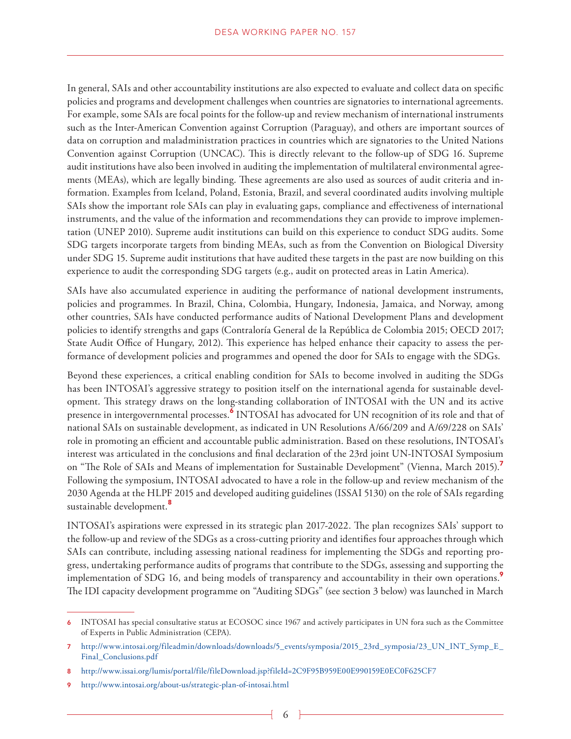In general, SAIs and other accountability institutions are also expected to evaluate and collect data on specific policies and programs and development challenges when countries are signatories to international agreements. For example, some SAIs are focal points for the follow-up and review mechanism of international instruments such as the Inter-American Convention against Corruption (Paraguay), and others are important sources of data on corruption and maladministration practices in countries which are signatories to the United Nations Convention against Corruption (UNCAC). This is directly relevant to the follow-up of SDG 16. Supreme audit institutions have also been involved in auditing the implementation of multilateral environmental agreements (MEAs), which are legally binding. These agreements are also used as sources of audit criteria and information. Examples from Iceland, Poland, Estonia, Brazil, and several coordinated audits involving multiple SAIs show the important role SAIs can play in evaluating gaps, compliance and effectiveness of international instruments, and the value of the information and recommendations they can provide to improve implementation (UNEP 2010). Supreme audit institutions can build on this experience to conduct SDG audits. Some SDG targets incorporate targets from binding MEAs, such as from the Convention on Biological Diversity under SDG 15. Supreme audit institutions that have audited these targets in the past are now building on this experience to audit the corresponding SDG targets (e.g., audit on protected areas in Latin America).

SAIs have also accumulated experience in auditing the performance of national development instruments, policies and programmes. In Brazil, China, Colombia, Hungary, Indonesia, Jamaica, and Norway, among other countries, SAIs have conducted performance audits of National Development Plans and development policies to identify strengths and gaps (Contraloría General de la República de Colombia 2015; OECD 2017; State Audit Office of Hungary, 2012). This experience has helped enhance their capacity to assess the performance of development policies and programmes and opened the door for SAIs to engage with the SDGs.

Beyond these experiences, a critical enabling condition for SAIs to become involved in auditing the SDGs has been INTOSAI's aggressive strategy to position itself on the international agenda for sustainable development. This strategy draws on the long-standing collaboration of INTOSAI with the UN and its active presence in intergovernmental processes.[6] INTOSAI has advocated for UN recognition of its role and that of national SAIs on sustainable development, as indicated in UN Resolutions A/66/209 and A/69/228 on SAIs' role in promoting an efficient and accountable public administration. Based on these resolutions, INTOSAI's interest was articulated in the conclusions and final declaration of the 23rd joint UN-INTOSAI Symposium on "The Role of SAIs and Means of implementation for Sustainable Development" (Vienna, March 2015).[7] Following the symposium, INTOSAI advocated to have a role in the follow-up and review mechanism of the 2030 Agenda at the HLPF 2015 and developed auditing guidelines (ISSAI 5130) on the role of SAIs regarding sustainable development.[8]

INTOSAI's aspirations were expressed in its strategic plan 2017-2022. The plan recognizes SAIs' support to the follow-up and review of the SDGs as a cross-cutting priority and identifies four approaches through which SAIs can contribute, including assessing national readiness for implementing the SDGs and reporting progress, undertaking performance audits of programs that contribute to the SDGs, assessing and supporting the implementation of SDG 16, and being models of transparency and accountability in their own operations.[9] The IDI capacity development programme on "Auditing SDGs" (see section 3 below) was launched in March

---

6 INTOSAI has special consultative status at ECOSOC since 1967 and actively participates in UN fora such as the Committee of Experts in Public Administration (CEPA).

7 http://www.intosai.org/fileadmin/downloads/downloads/5_events/symposia/2015_23rd_symposia/23_UN_INT_Symp_E_Final_Conclusions.pdf

8 http://www.issai.org/lumis/portal/file/fileDownload.jsp?fileId=2C9F95B959E00E990159E0EC0F625CF7

9 http://www.intosai.org/about-us/strategic-plan-of-intosai.html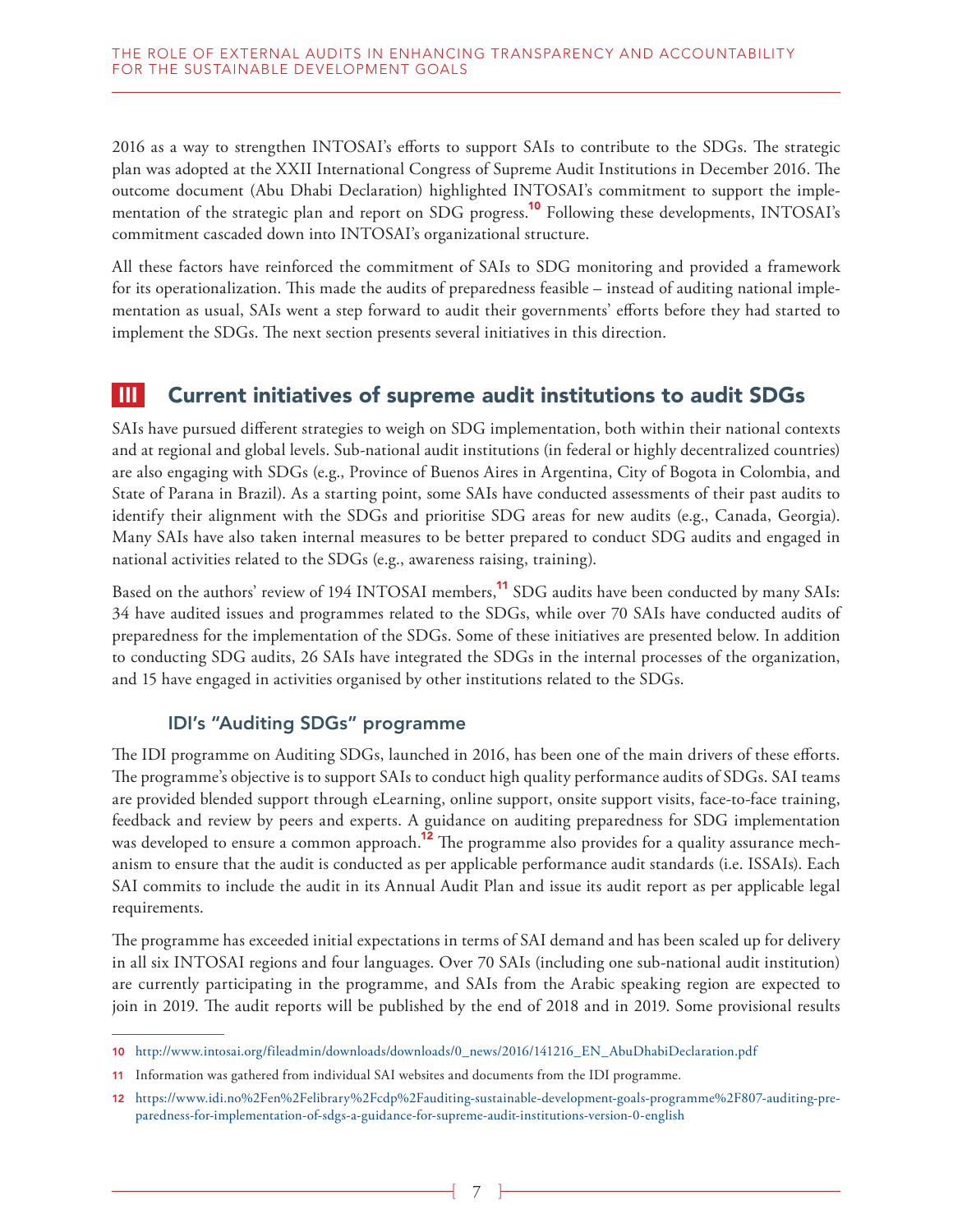2016 as a way to strengthen INTOSAI's efforts to support SAIs to contribute to the SDGs. The strategic plan was adopted at the XXII International Congress of Supreme Audit Institutions in December 2016. The outcome document (Abu Dhabi Declaration) highlighted INTOSAI's commitment to support the implementation of the strategic plan and report on SDG progress.[10] Following these developments, INTOSAI's commitment cascaded down into INTOSAI's organizational structure.

All these factors have reinforced the commitment of SAIs to SDG monitoring and provided a framework for its operationalization. This made the audits of preparedness feasible – instead of auditing national implementation as usual, SAIs went a step forward to audit their governments' efforts before they had started to implement the SDGs. The next section presents several initiatives in this direction.

## III Current initiatives of supreme audit institutions to audit SDGs

SAIs have pursued different strategies to weigh on SDG implementation, both within their national contexts and at regional and global levels. Sub-national audit institutions (in federal or highly decentralized countries) are also engaging with SDGs (e.g., Province of Buenos Aires in Argentina, City of Bogota in Colombia, and State of Parana in Brazil). As a starting point, some SAIs have conducted assessments of their past audits to identify their alignment with the SDGs and prioritise SDG areas for new audits (e.g., Canada, Georgia). Many SAIs have also taken internal measures to be better prepared to conduct SDG audits and engaged in national activities related to the SDGs (e.g., awareness raising, training).

Based on the authors' review of 194 INTOSAI members,[11] SDG audits have been conducted by many SAIs: 34 have audited issues and programmes related to the SDGs, while over 70 SAIs have conducted audits of preparedness for the implementation of the SDGs. Some of these initiatives are presented below. In addition to conducting SDG audits, 26 SAIs have integrated the SDGs in the internal processes of the organization, and 15 have engaged in activities organised by other institutions related to the SDGs.

### IDI's "Auditing SDGs" programme

The IDI programme on Auditing SDGs, launched in 2016, has been one of the main drivers of these efforts. The programme's objective is to support SAIs to conduct high quality performance audits of SDGs. SAI teams are provided blended support through eLearning, online support, onsite support visits, face-to-face training, feedback and review by peers and experts. A guidance on auditing preparedness for SDG implementation was developed to ensure a common approach.[12] The programme also provides for a quality assurance mechanism to ensure that the audit is conducted as per applicable performance audit standards (i.e. ISSAIs). Each SAI commits to include the audit in its Annual Audit Plan and issue its audit report as per applicable legal requirements.

The programme has exceeded initial expectations in terms of SAI demand and has been scaled up for delivery in all six INTOSAI regions and four languages. Over 70 SAIs (including one sub-national audit institution) are currently participating in the programme, and SAIs from the Arabic speaking region are expected to join in 2019. The audit reports will be published by the end of 2018 and in 2019. Some provisional results

---

10 http://www.intosai.org/fileadmin/downloads/downloads/0_news/2016/141216_EN_AbuDhabiDeclaration.pdf

11 Information was gathered from individual SAI websites and documents from the IDI programme.

12 https://www.idi.no%2Fen%2Felibrary%2Fcdp%2Fauditing-sustainable-development-goals-programme%2F807-auditing-preparedness-for-implementation-of-sdgs-a-guidance-for-supreme-audit-institutions-version-0-english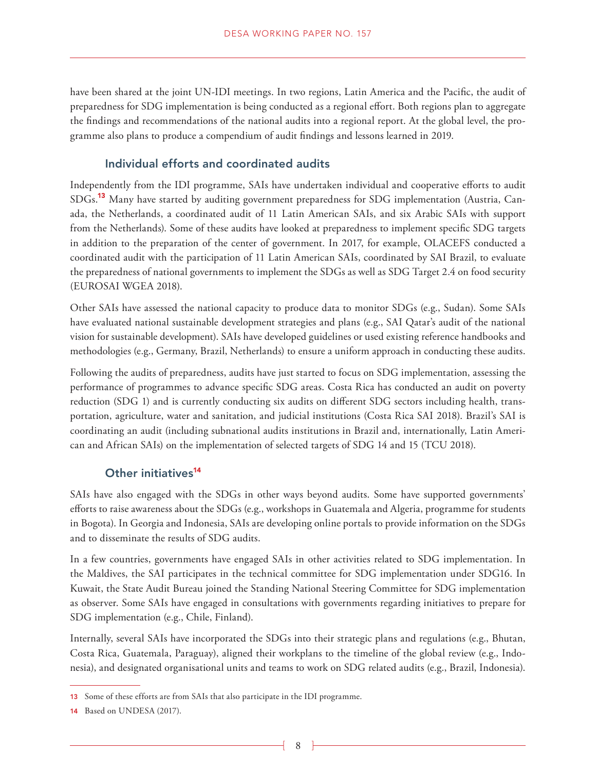have been shared at the joint UN-IDI meetings. In two regions, Latin America and the Pacific, the audit of preparedness for SDG implementation is being conducted as a regional effort. Both regions plan to aggregate the findings and recommendations of the national audits into a regional report. At the global level, the programme also plans to produce a compendium of audit findings and lessons learned in 2019.

### Individual efforts and coordinated audits

Independently from the IDI programme, SAIs have undertaken individual and cooperative efforts to audit SDGs.[13] Many have started by auditing government preparedness for SDG implementation (Austria, Canada, the Netherlands, a coordinated audit of 11 Latin American SAIs, and six Arabic SAIs with support from the Netherlands). Some of these audits have looked at preparedness to implement specific SDG targets in addition to the preparation of the center of government. In 2017, for example, OLACEFS conducted a coordinated audit with the participation of 11 Latin American SAIs, coordinated by SAI Brazil, to evaluate the preparedness of national governments to implement the SDGs as well as SDG Target 2.4 on food security (EUROSAI WGEA 2018).

Other SAIs have assessed the national capacity to produce data to monitor SDGs (e.g., Sudan). Some SAIs have evaluated national sustainable development strategies and plans (e.g., SAI Qatar's audit of the national vision for sustainable development). SAIs have developed guidelines or used existing reference handbooks and methodologies (e.g., Germany, Brazil, Netherlands) to ensure a uniform approach in conducting these audits.

Following the audits of preparedness, audits have just started to focus on SDG implementation, assessing the performance of programmes to advance specific SDG areas. Costa Rica has conducted an audit on poverty reduction (SDG 1) and is currently conducting six audits on different SDG sectors including health, transportation, agriculture, water and sanitation, and judicial institutions (Costa Rica SAI 2018). Brazil's SAI is coordinating an audit (including subnational audits institutions in Brazil and, internationally, Latin American and African SAIs) on the implementation of selected targets of SDG 14 and 15 (TCU 2018).

### Other initiatives[14]

SAIs have also engaged with the SDGs in other ways beyond audits. Some have supported governments' efforts to raise awareness about the SDGs (e.g., workshops in Guatemala and Algeria, programme for students in Bogota). In Georgia and Indonesia, SAIs are developing online portals to provide information on the SDGs and to disseminate the results of SDG audits.

In a few countries, governments have engaged SAIs in other activities related to SDG implementation. In the Maldives, the SAI participates in the technical committee for SDG implementation under SDG16. In Kuwait, the State Audit Bureau joined the Standing National Steering Committee for SDG implementation as observer. Some SAIs have engaged in consultations with governments regarding initiatives to prepare for SDG implementation (e.g., Chile, Finland).

Internally, several SAIs have incorporated the SDGs into their strategic plans and regulations (e.g., Bhutan, Costa Rica, Guatemala, Paraguay), aligned their workplans to the timeline of the global review (e.g., Indonesia), and designated organisational units and teams to work on SDG related audits (e.g., Brazil, Indonesia).

---

13 Some of these efforts are from SAIs that also participate in the IDI programme.

14 Based on UNDESA (2017).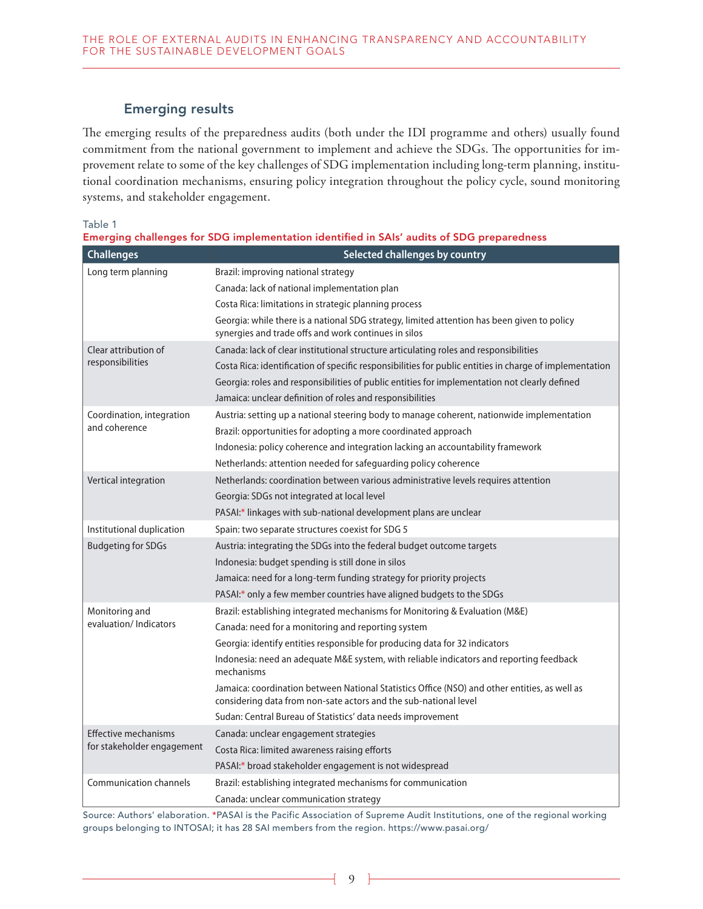### Emerging results

The emerging results of the preparedness audits (both under the IDI programme and others) usually found commitment from the national government to implement and achieve the SDGs. The opportunities for improvement relate to some of the key challenges of SDG implementation including long-term planning, institutional coordination mechanisms, ensuring policy integration throughout the policy cycle, sound monitoring systems, and stakeholder engagement.

Table 1
**Emerging challenges for SDG implementation identified in SAIs' audits of SDG preparedness**

| Challenges | Selected challenges by country |
|---|---|
| Long term planning | Brazil: improving national strategy |
| | Canada: lack of national implementation plan |
| | Costa Rica: limitations in strategic planning process |
| | Georgia: while there is a national SDG strategy, limited attention has been given to policy synergies and trade offs and work continues in silos |
| Clear attribution of responsibilities | Canada: lack of clear institutional structure articulating roles and responsibilities |
| | Costa Rica: identification of specific responsibilities for public entities in charge of implementation |
| | Georgia: roles and responsibilities of public entities for implementation not clearly defined |
| | Jamaica: unclear definition of roles and responsibilities |
| Coordination, integration and coherence | Austria: setting up a national steering body to manage coherent, nationwide implementation |
| | Brazil: opportunities for adopting a more coordinated approach |
| | Indonesia: policy coherence and integration lacking an accountability framework |
| | Netherlands: attention needed for safeguarding policy coherence |
| Vertical integration | Netherlands: coordination between various administrative levels requires attention |
| | Georgia: SDGs not integrated at local level |
| | PASAI:* linkages with sub-national development plans are unclear |
| Institutional duplication | Spain: two separate structures coexist for SDG 5 |
| Budgeting for SDGs | Austria: integrating the SDGs into the federal budget outcome targets |
| | Indonesia: budget spending is still done in silos |
| | Jamaica: need for a long-term funding strategy for priority projects |
| | PASAI:* only a few member countries have aligned budgets to the SDGs |
| Monitoring and evaluation/ Indicators | Brazil: establishing integrated mechanisms for Monitoring & Evaluation (M&E) |
| | Canada: need for a monitoring and reporting system |
| | Georgia: identify entities responsible for producing data for 32 indicators |
| | Indonesia: need an adequate M&E system, with reliable indicators and reporting feedback mechanisms |
| | Jamaica: coordination between National Statistics Office (NSO) and other entities, as well as considering data from non-sate actors and the sub-national level |
| | Sudan: Central Bureau of Statistics' data needs improvement |
| Effective mechanisms for stakeholder engagement | Canada: unclear engagement strategies |
| | Costa Rica: limited awareness raising efforts |
| | PASAI:* broad stakeholder engagement is not widespread |
| Communication channels | Brazil: establishing integrated mechanisms for communication |
| | Canada: unclear communication strategy |

Source: Authors' elaboration. *PASAI is the Pacific Association of Supreme Audit Institutions, one of the regional working groups belonging to INTOSAI; it has 28 SAI members from the region. https://www.pasai.org/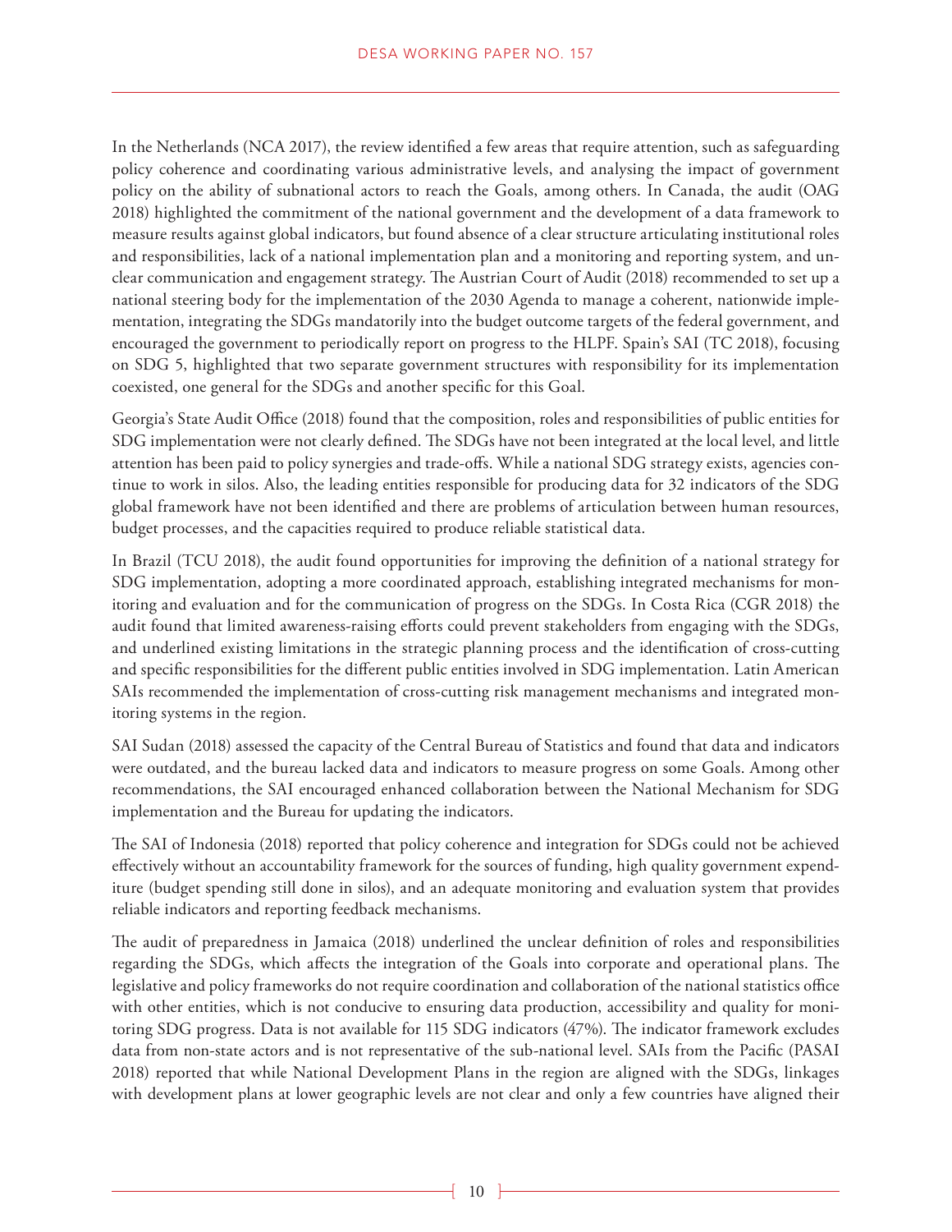In the Netherlands (NCA 2017), the review identified a few areas that require attention, such as safeguarding policy coherence and coordinating various administrative levels, and analysing the impact of government policy on the ability of subnational actors to reach the Goals, among others. In Canada, the audit (OAG 2018) highlighted the commitment of the national government and the development of a data framework to measure results against global indicators, but found absence of a clear structure articulating institutional roles and responsibilities, lack of a national implementation plan and a monitoring and reporting system, and unclear communication and engagement strategy. The Austrian Court of Audit (2018) recommended to set up a national steering body for the implementation of the 2030 Agenda to manage a coherent, nationwide implementation, integrating the SDGs mandatorily into the budget outcome targets of the federal government, and encouraged the government to periodically report on progress to the HLPF. Spain's SAI (TC 2018), focusing on SDG 5, highlighted that two separate government structures with responsibility for its implementation coexisted, one general for the SDGs and another specific for this Goal.

Georgia's State Audit Office (2018) found that the composition, roles and responsibilities of public entities for SDG implementation were not clearly defined. The SDGs have not been integrated at the local level, and little attention has been paid to policy synergies and trade-offs. While a national SDG strategy exists, agencies continue to work in silos. Also, the leading entities responsible for producing data for 32 indicators of the SDG global framework have not been identified and there are problems of articulation between human resources, budget processes, and the capacities required to produce reliable statistical data.

In Brazil (TCU 2018), the audit found opportunities for improving the definition of a national strategy for SDG implementation, adopting a more coordinated approach, establishing integrated mechanisms for monitoring and evaluation and for the communication of progress on the SDGs. In Costa Rica (CGR 2018) the audit found that limited awareness-raising efforts could prevent stakeholders from engaging with the SDGs, and underlined existing limitations in the strategic planning process and the identification of cross-cutting and specific responsibilities for the different public entities involved in SDG implementation. Latin American SAIs recommended the implementation of cross-cutting risk management mechanisms and integrated monitoring systems in the region.

SAI Sudan (2018) assessed the capacity of the Central Bureau of Statistics and found that data and indicators were outdated, and the bureau lacked data and indicators to measure progress on some Goals. Among other recommendations, the SAI encouraged enhanced collaboration between the National Mechanism for SDG implementation and the Bureau for updating the indicators.

The SAI of Indonesia (2018) reported that policy coherence and integration for SDGs could not be achieved effectively without an accountability framework for the sources of funding, high quality government expenditure (budget spending still done in silos), and an adequate monitoring and evaluation system that provides reliable indicators and reporting feedback mechanisms.

The audit of preparedness in Jamaica (2018) underlined the unclear definition of roles and responsibilities regarding the SDGs, which affects the integration of the Goals into corporate and operational plans. The legislative and policy frameworks do not require coordination and collaboration of the national statistics office with other entities, which is not conducive to ensuring data production, accessibility and quality for monitoring SDG progress. Data is not available for 115 SDG indicators (47%). The indicator framework excludes data from non-state actors and is not representative of the sub-national level. SAIs from the Pacific (PASAI 2018) reported that while National Development Plans in the region are aligned with the SDGs, linkages with development plans at lower geographic levels are not clear and only a few countries have aligned their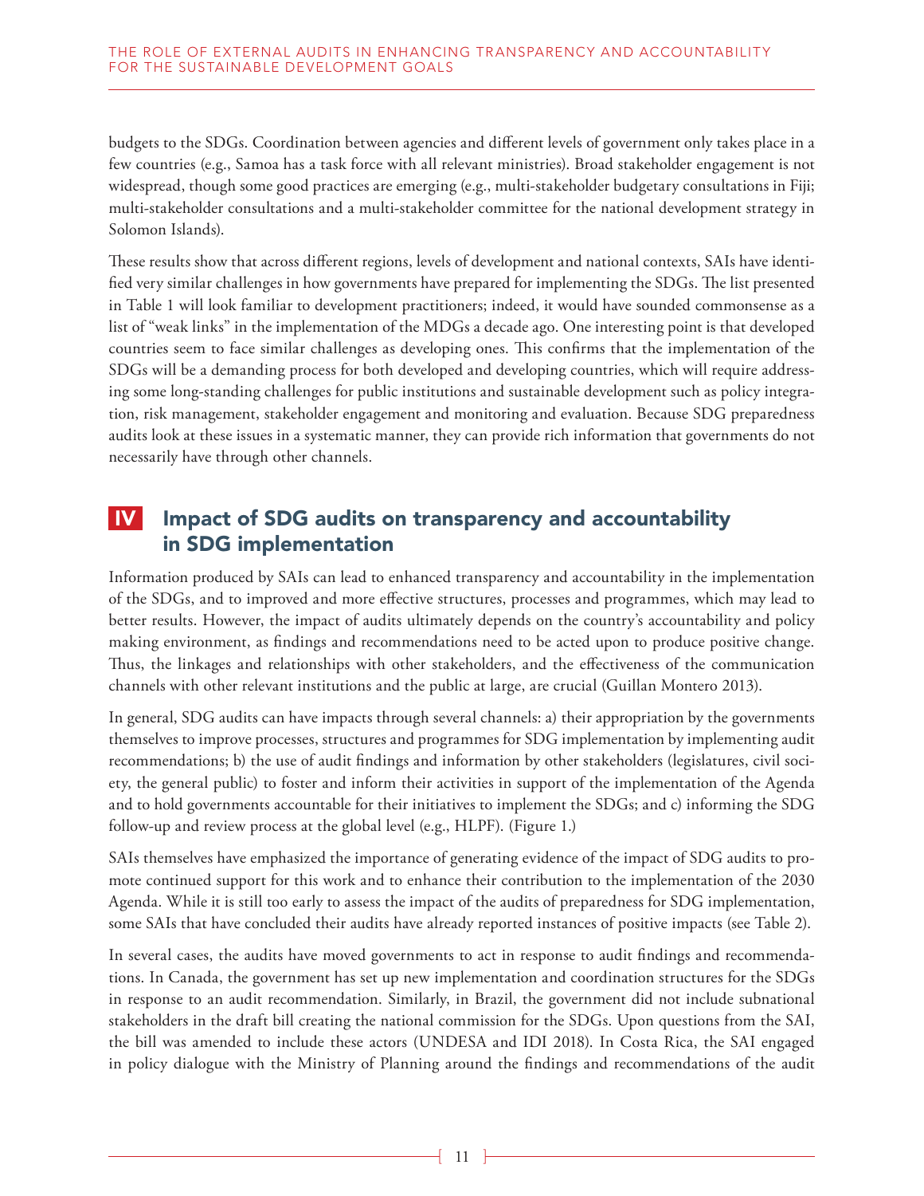budgets to the SDGs. Coordination between agencies and different levels of government only takes place in a few countries (e.g., Samoa has a task force with all relevant ministries). Broad stakeholder engagement is not widespread, though some good practices are emerging (e.g., multi-stakeholder budgetary consultations in Fiji; multi-stakeholder consultations and a multi-stakeholder committee for the national development strategy in Solomon Islands).

These results show that across different regions, levels of development and national contexts, SAIs have identified very similar challenges in how governments have prepared for implementing the SDGs. The list presented in Table 1 will look familiar to development practitioners; indeed, it would have sounded commonsense as a list of "weak links" in the implementation of the MDGs a decade ago. One interesting point is that developed countries seem to face similar challenges as developing ones. This confirms that the implementation of the SDGs will be a demanding process for both developed and developing countries, which will require addressing some long-standing challenges for public institutions and sustainable development such as policy integration, risk management, stakeholder engagement and monitoring and evaluation. Because SDG preparedness audits look at these issues in a systematic manner, they can provide rich information that governments do not necessarily have through other channels.

## IV Impact of SDG audits on transparency and accountability in SDG implementation

Information produced by SAIs can lead to enhanced transparency and accountability in the implementation of the SDGs, and to improved and more effective structures, processes and programmes, which may lead to better results. However, the impact of audits ultimately depends on the country's accountability and policy making environment, as findings and recommendations need to be acted upon to produce positive change. Thus, the linkages and relationships with other stakeholders, and the effectiveness of the communication channels with other relevant institutions and the public at large, are crucial (Guillan Montero 2013).

In general, SDG audits can have impacts through several channels: a) their appropriation by the governments themselves to improve processes, structures and programmes for SDG implementation by implementing audit recommendations; b) the use of audit findings and information by other stakeholders (legislatures, civil society, the general public) to foster and inform their activities in support of the implementation of the Agenda and to hold governments accountable for their initiatives to implement the SDGs; and c) informing the SDG follow-up and review process at the global level (e.g., HLPF). (Figure 1.)

SAIs themselves have emphasized the importance of generating evidence of the impact of SDG audits to promote continued support for this work and to enhance their contribution to the implementation of the 2030 Agenda. While it is still too early to assess the impact of the audits of preparedness for SDG implementation, some SAIs that have concluded their audits have already reported instances of positive impacts (see Table 2).

In several cases, the audits have moved governments to act in response to audit findings and recommendations. In Canada, the government has set up new implementation and coordination structures for the SDGs in response to an audit recommendation. Similarly, in Brazil, the government did not include subnational stakeholders in the draft bill creating the national commission for the SDGs. Upon questions from the SAI, the bill was amended to include these actors (UNDESA and IDI 2018). In Costa Rica, the SAI engaged in policy dialogue with the Ministry of Planning around the findings and recommendations of the audit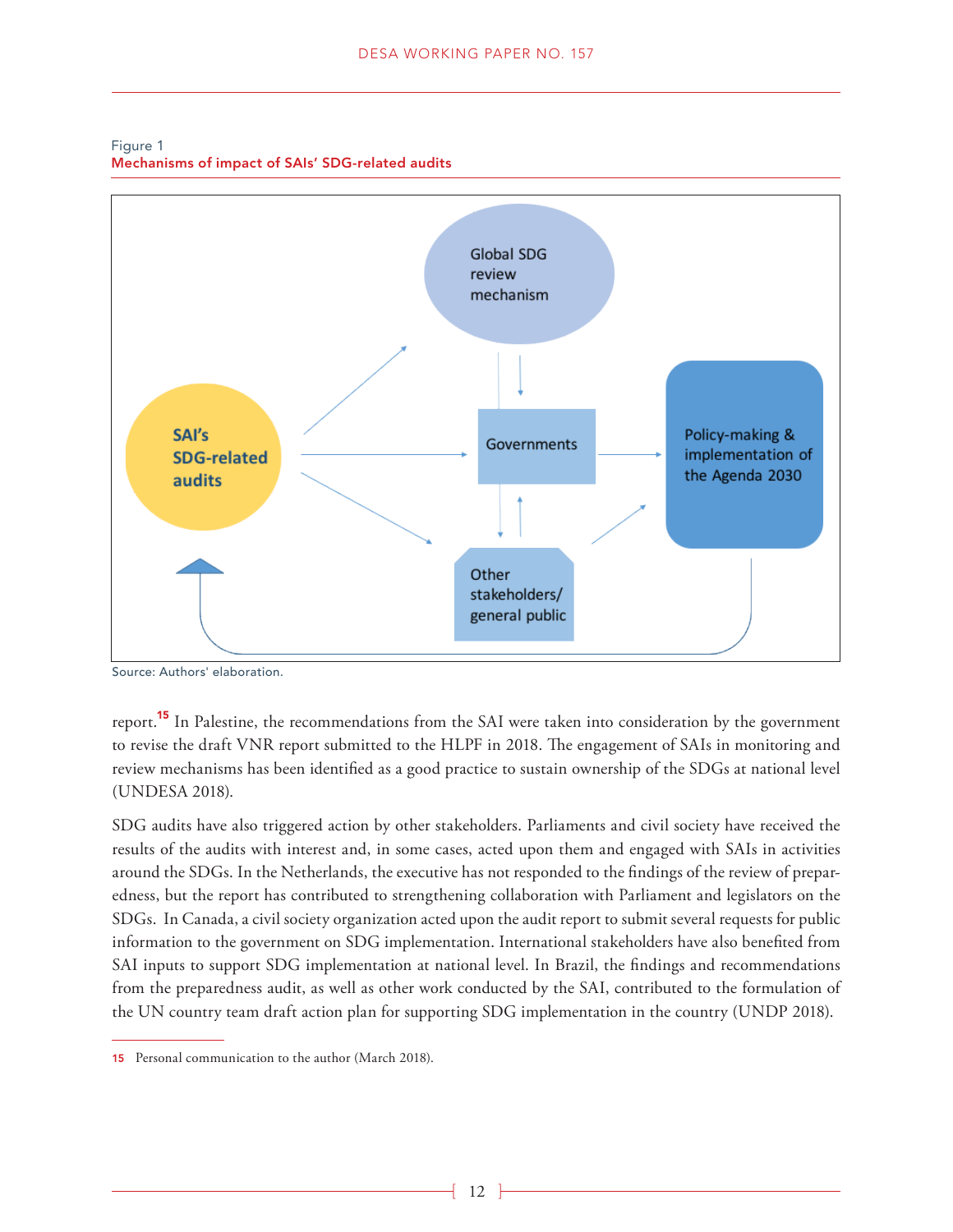Figure 1
**Mechanisms of impact of SAIs' SDG-related audits**

Global SDG review mechanism

SAI's SDG-related audits

Governments

Policy-making & implementation of the Agenda 2030

Other stakeholders/ general public

Source: Authors' elaboration.

report.[15] In Palestine, the recommendations from the SAI were taken into consideration by the government to revise the draft VNR report submitted to the HLPF in 2018. The engagement of SAIs in monitoring and review mechanisms has been identified as a good practice to sustain ownership of the SDGs at national level (UNDESA 2018).

SDG audits have also triggered action by other stakeholders. Parliaments and civil society have received the results of the audits with interest and, in some cases, acted upon them and engaged with SAIs in activities around the SDGs. In the Netherlands, the executive has not responded to the findings of the review of preparedness, but the report has contributed to strengthening collaboration with Parliament and legislators on the SDGs. In Canada, a civil society organization acted upon the audit report to submit several requests for public information to the government on SDG implementation. International stakeholders have also benefited from SAI inputs to support SDG implementation at national level. In Brazil, the findings and recommendations from the preparedness audit, as well as other work conducted by the SAI, contributed to the formulation of the UN country team draft action plan for supporting SDG implementation in the country (UNDP 2018).

15 Personal communication to the author (March 2018).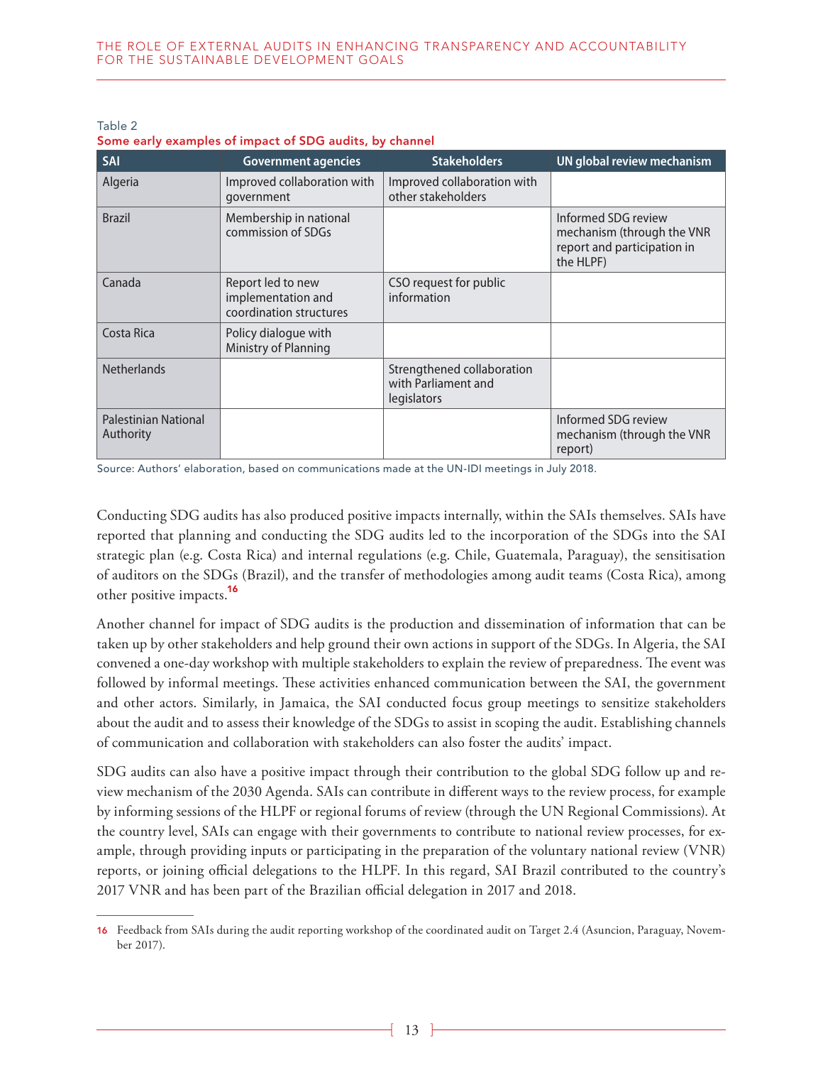Table 2

**Some early examples of impact of SDG audits, by channel**

| SAI | Government agencies | Stakeholders | UN global review mechanism |
|---|---|---|---|
| Algeria | Improved collaboration with government | Improved collaboration with other stakeholders | |
| Brazil | Membership in national commission of SDGs | | Informed SDG review mechanism (through the VNR report and participation in the HLPF) |
| Canada | Report led to new implementation and coordination structures | CSO request for public information | |
| Costa Rica | Policy dialogue with Ministry of Planning | | |
| Netherlands | | Strengthened collaboration with Parliament and legislators | |
| Palestinian National Authority | | | Informed SDG review mechanism (through the VNR report) |

Source: Authors' elaboration, based on communications made at the UN-IDI meetings in July 2018.

Conducting SDG audits has also produced positive impacts internally, within the SAIs themselves. SAIs have reported that planning and conducting the SDG audits led to the incorporation of the SDGs into the SAI strategic plan (e.g. Costa Rica) and internal regulations (e.g. Chile, Guatemala, Paraguay), the sensitisation of auditors on the SDGs (Brazil), and the transfer of methodologies among audit teams (Costa Rica), among other positive impacts.[16]

Another channel for impact of SDG audits is the production and dissemination of information that can be taken up by other stakeholders and help ground their own actions in support of the SDGs. In Algeria, the SAI convened a one-day workshop with multiple stakeholders to explain the review of preparedness. The event was followed by informal meetings. These activities enhanced communication between the SAI, the government and other actors. Similarly, in Jamaica, the SAI conducted focus group meetings to sensitize stakeholders about the audit and to assess their knowledge of the SDGs to assist in scoping the audit. Establishing channels of communication and collaboration with stakeholders can also foster the audits' impact.

SDG audits can also have a positive impact through their contribution to the global SDG follow up and review mechanism of the 2030 Agenda. SAIs can contribute in different ways to the review process, for example by informing sessions of the HLPF or regional forums of review (through the UN Regional Commissions). At the country level, SAIs can engage with their governments to contribute to national review processes, for example, through providing inputs or participating in the preparation of the voluntary national review (VNR) reports, or joining official delegations to the HLPF. In this regard, SAI Brazil contributed to the country's 2017 VNR and has been part of the Brazilian official delegation in 2017 and 2018.

16 Feedback from SAIs during the audit reporting workshop of the coordinated audit on Target 2.4 (Asuncion, Paraguay, November 2017).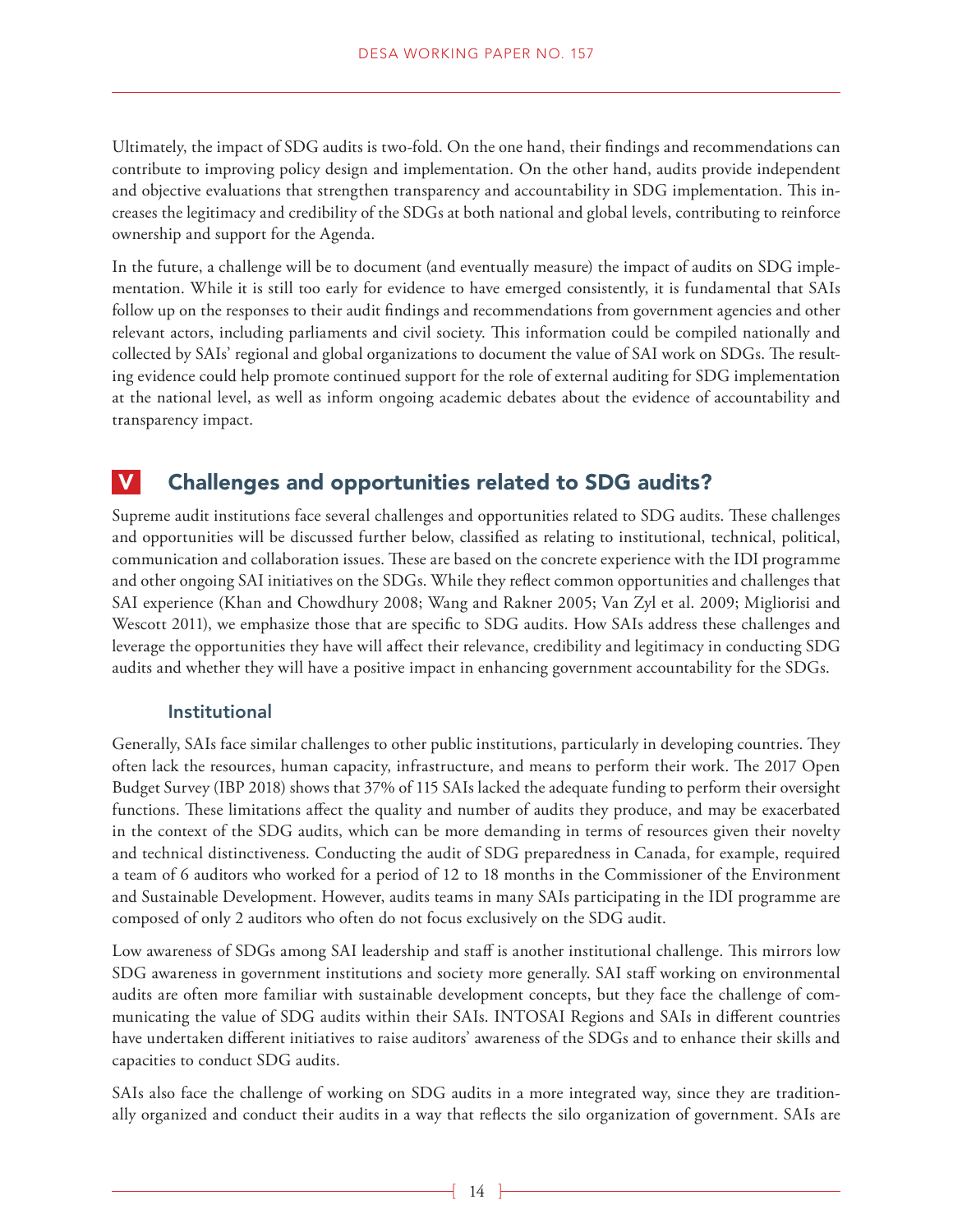Ultimately, the impact of SDG audits is two-fold. On the one hand, their findings and recommendations can contribute to improving policy design and implementation. On the other hand, audits provide independent and objective evaluations that strengthen transparency and accountability in SDG implementation. This increases the legitimacy and credibility of the SDGs at both national and global levels, contributing to reinforce ownership and support for the Agenda.

In the future, a challenge will be to document (and eventually measure) the impact of audits on SDG implementation. While it is still too early for evidence to have emerged consistently, it is fundamental that SAIs follow up on the responses to their audit findings and recommendations from government agencies and other relevant actors, including parliaments and civil society. This information could be compiled nationally and collected by SAIs' regional and global organizations to document the value of SAI work on SDGs. The resulting evidence could help promote continued support for the role of external auditing for SDG implementation at the national level, as well as inform ongoing academic debates about the evidence of accountability and transparency impact.

## V Challenges and opportunities related to SDG audits?

Supreme audit institutions face several challenges and opportunities related to SDG audits. These challenges and opportunities will be discussed further below, classified as relating to institutional, technical, political, communication and collaboration issues. These are based on the concrete experience with the IDI programme and other ongoing SAI initiatives on the SDGs. While they reflect common opportunities and challenges that SAI experience (Khan and Chowdhury 2008; Wang and Rakner 2005; Van Zyl et al. 2009; Migliorisi and Wescott 2011), we emphasize those that are specific to SDG audits. How SAIs address these challenges and leverage the opportunities they have will affect their relevance, credibility and legitimacy in conducting SDG audits and whether they will have a positive impact in enhancing government accountability for the SDGs.

### Institutional

Generally, SAIs face similar challenges to other public institutions, particularly in developing countries. They often lack the resources, human capacity, infrastructure, and means to perform their work. The 2017 Open Budget Survey (IBP 2018) shows that 37% of 115 SAIs lacked the adequate funding to perform their oversight functions. These limitations affect the quality and number of audits they produce, and may be exacerbated in the context of the SDG audits, which can be more demanding in terms of resources given their novelty and technical distinctiveness. Conducting the audit of SDG preparedness in Canada, for example, required a team of 6 auditors who worked for a period of 12 to 18 months in the Commissioner of the Environment and Sustainable Development. However, audits teams in many SAIs participating in the IDI programme are composed of only 2 auditors who often do not focus exclusively on the SDG audit.

Low awareness of SDGs among SAI leadership and staff is another institutional challenge. This mirrors low SDG awareness in government institutions and society more generally. SAI staff working on environmental audits are often more familiar with sustainable development concepts, but they face the challenge of communicating the value of SDG audits within their SAIs. INTOSAI Regions and SAIs in different countries have undertaken different initiatives to raise auditors' awareness of the SDGs and to enhance their skills and capacities to conduct SDG audits.

SAIs also face the challenge of working on SDG audits in a more integrated way, since they are traditionally organized and conduct their audits in a way that reflects the silo organization of government. SAIs are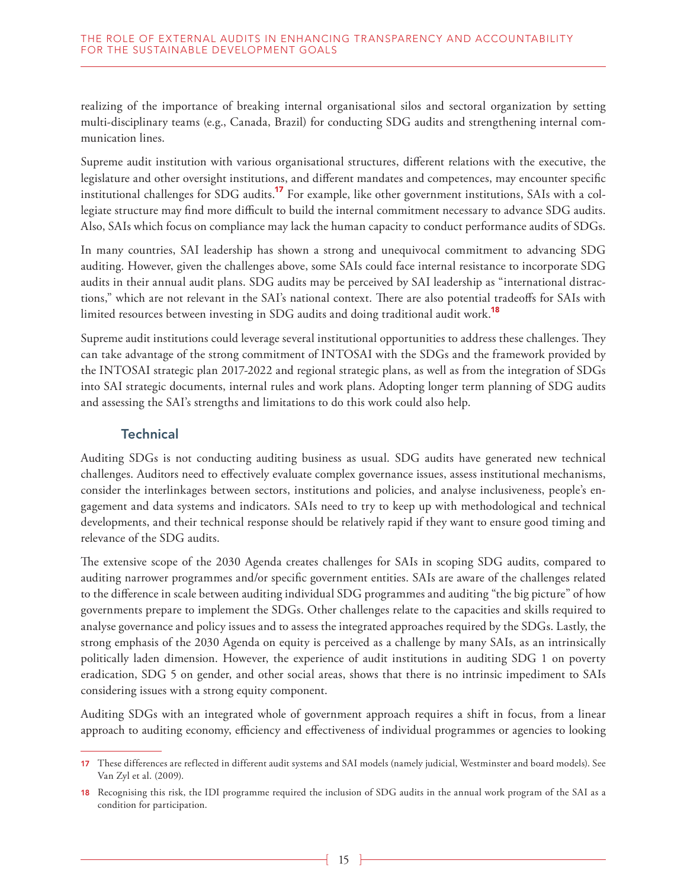realizing of the importance of breaking internal organisational silos and sectoral organization by setting multi-disciplinary teams (e.g., Canada, Brazil) for conducting SDG audits and strengthening internal communication lines.

Supreme audit institution with various organisational structures, different relations with the executive, the legislature and other oversight institutions, and different mandates and competences, may encounter specific institutional challenges for SDG audits.[17] For example, like other government institutions, SAIs with a collegiate structure may find more difficult to build the internal commitment necessary to advance SDG audits. Also, SAIs which focus on compliance may lack the human capacity to conduct performance audits of SDGs.

In many countries, SAI leadership has shown a strong and unequivocal commitment to advancing SDG auditing. However, given the challenges above, some SAIs could face internal resistance to incorporate SDG audits in their annual audit plans. SDG audits may be perceived by SAI leadership as "international distractions," which are not relevant in the SAI's national context. There are also potential tradeoffs for SAIs with limited resources between investing in SDG audits and doing traditional audit work.[18]

Supreme audit institutions could leverage several institutional opportunities to address these challenges. They can take advantage of the strong commitment of INTOSAI with the SDGs and the framework provided by the INTOSAI strategic plan 2017-2022 and regional strategic plans, as well as from the integration of SDGs into SAI strategic documents, internal rules and work plans. Adopting longer term planning of SDG audits and assessing the SAI's strengths and limitations to do this work could also help.

### Technical

Auditing SDGs is not conducting auditing business as usual. SDG audits have generated new technical challenges. Auditors need to effectively evaluate complex governance issues, assess institutional mechanisms, consider the interlinkages between sectors, institutions and policies, and analyse inclusiveness, people's engagement and data systems and indicators. SAIs need to try to keep up with methodological and technical developments, and their technical response should be relatively rapid if they want to ensure good timing and relevance of the SDG audits.

The extensive scope of the 2030 Agenda creates challenges for SAIs in scoping SDG audits, compared to auditing narrower programmes and/or specific government entities. SAIs are aware of the challenges related to the difference in scale between auditing individual SDG programmes and auditing "the big picture" of how governments prepare to implement the SDGs. Other challenges relate to the capacities and skills required to analyse governance and policy issues and to assess the integrated approaches required by the SDGs. Lastly, the strong emphasis of the 2030 Agenda on equity is perceived as a challenge by many SAIs, as an intrinsically politically laden dimension. However, the experience of audit institutions in auditing SDG 1 on poverty eradication, SDG 5 on gender, and other social areas, shows that there is no intrinsic impediment to SAIs considering issues with a strong equity component.

Auditing SDGs with an integrated whole of government approach requires a shift in focus, from a linear approach to auditing economy, efficiency and effectiveness of individual programmes or agencies to looking

---

17 These differences are reflected in different audit systems and SAI models (namely judicial, Westminster and board models). See Van Zyl et al. (2009).

18 Recognising this risk, the IDI programme required the inclusion of SDG audits in the annual work program of the SAI as a condition for participation.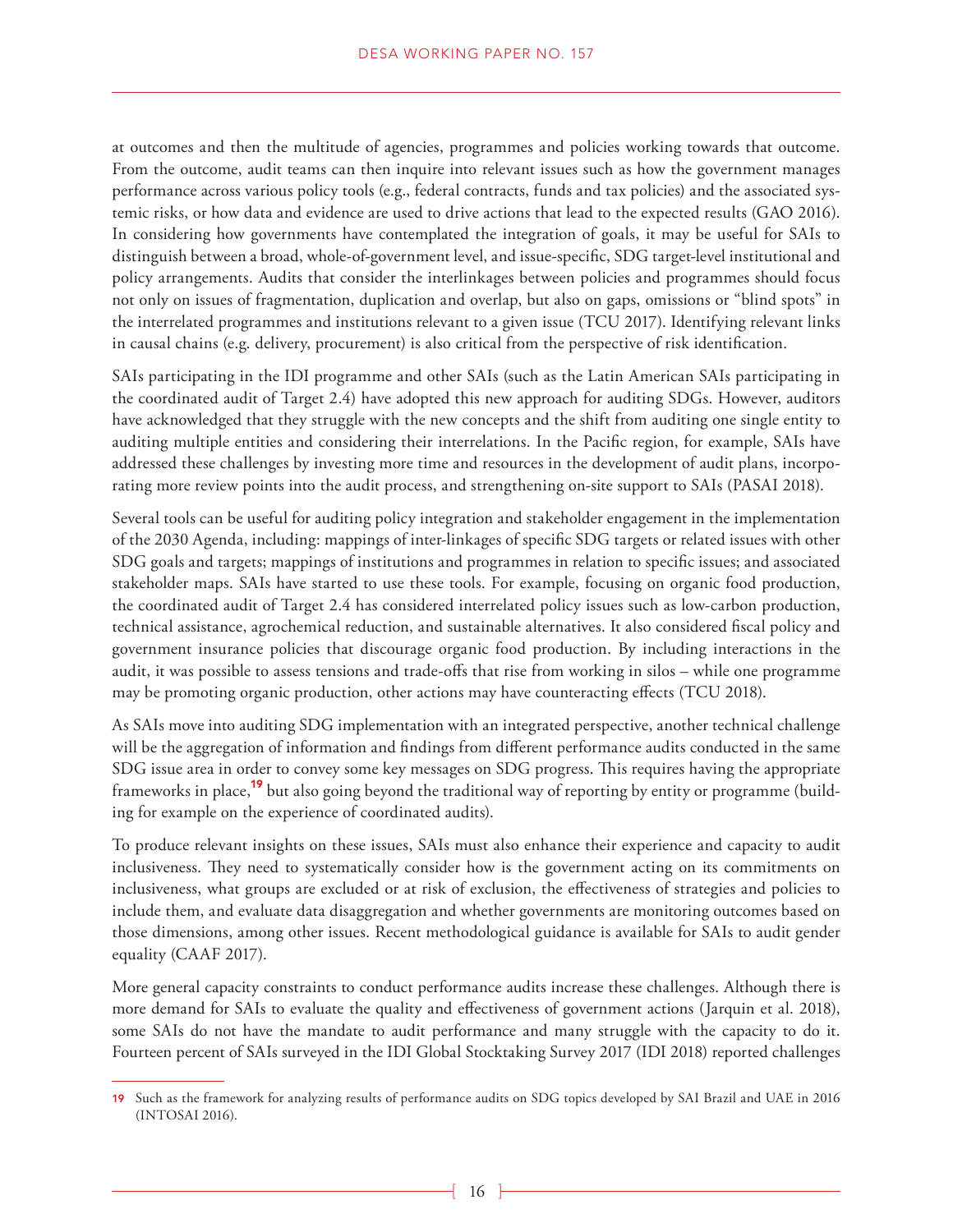at outcomes and then the multitude of agencies, programmes and policies working towards that outcome. From the outcome, audit teams can then inquire into relevant issues such as how the government manages performance across various policy tools (e.g., federal contracts, funds and tax policies) and the associated systemic risks, or how data and evidence are used to drive actions that lead to the expected results (GAO 2016). In considering how governments have contemplated the integration of goals, it may be useful for SAIs to distinguish between a broad, whole-of-government level, and issue-specific, SDG target-level institutional and policy arrangements. Audits that consider the interlinkages between policies and programmes should focus not only on issues of fragmentation, duplication and overlap, but also on gaps, omissions or "blind spots" in the interrelated programmes and institutions relevant to a given issue (TCU 2017). Identifying relevant links in causal chains (e.g. delivery, procurement) is also critical from the perspective of risk identification.

SAIs participating in the IDI programme and other SAIs (such as the Latin American SAIs participating in the coordinated audit of Target 2.4) have adopted this new approach for auditing SDGs. However, auditors have acknowledged that they struggle with the new concepts and the shift from auditing one single entity to auditing multiple entities and considering their interrelations. In the Pacific region, for example, SAIs have addressed these challenges by investing more time and resources in the development of audit plans, incorporating more review points into the audit process, and strengthening on-site support to SAIs (PASAI 2018).

Several tools can be useful for auditing policy integration and stakeholder engagement in the implementation of the 2030 Agenda, including: mappings of inter-linkages of specific SDG targets or related issues with other SDG goals and targets; mappings of institutions and programmes in relation to specific issues; and associated stakeholder maps. SAIs have started to use these tools. For example, focusing on organic food production, the coordinated audit of Target 2.4 has considered interrelated policy issues such as low-carbon production, technical assistance, agrochemical reduction, and sustainable alternatives. It also considered fiscal policy and government insurance policies that discourage organic food production. By including interactions in the audit, it was possible to assess tensions and trade-offs that rise from working in silos – while one programme may be promoting organic production, other actions may have counteracting effects (TCU 2018).

As SAIs move into auditing SDG implementation with an integrated perspective, another technical challenge will be the aggregation of information and findings from different performance audits conducted in the same SDG issue area in order to convey some key messages on SDG progress. This requires having the appropriate frameworks in place,[19] but also going beyond the traditional way of reporting by entity or programme (building for example on the experience of coordinated audits).

To produce relevant insights on these issues, SAIs must also enhance their experience and capacity to audit inclusiveness. They need to systematically consider how is the government acting on its commitments on inclusiveness, what groups are excluded or at risk of exclusion, the effectiveness of strategies and policies to include them, and evaluate data disaggregation and whether governments are monitoring outcomes based on those dimensions, among other issues. Recent methodological guidance is available for SAIs to audit gender equality (CAAF 2017).

More general capacity constraints to conduct performance audits increase these challenges. Although there is more demand for SAIs to evaluate the quality and effectiveness of government actions (Jarquin et al. 2018), some SAIs do not have the mandate to audit performance and many struggle with the capacity to do it. Fourteen percent of SAIs surveyed in the IDI Global Stocktaking Survey 2017 (IDI 2018) reported challenges

[19] Such as the framework for analyzing results of performance audits on SDG topics developed by SAI Brazil and UAE in 2016 (INTOSAI 2016).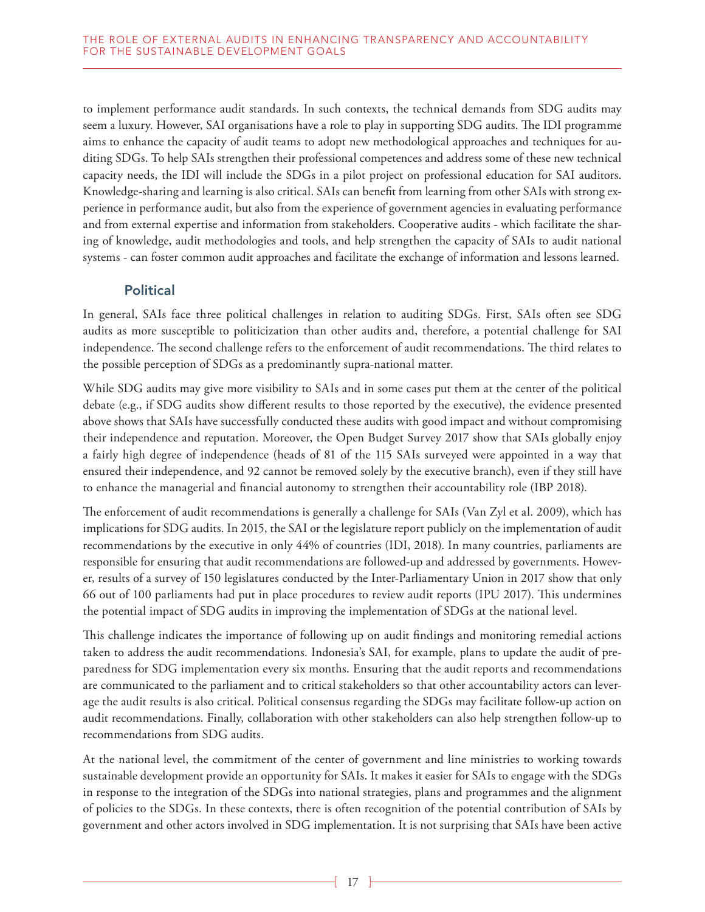to implement performance audit standards. In such contexts, the technical demands from SDG audits may seem a luxury. However, SAI organisations have a role to play in supporting SDG audits. The IDI programme aims to enhance the capacity of audit teams to adopt new methodological approaches and techniques for auditing SDGs. To help SAIs strengthen their professional competences and address some of these new technical capacity needs, the IDI will include the SDGs in a pilot project on professional education for SAI auditors. Knowledge-sharing and learning is also critical. SAIs can benefit from learning from other SAIs with strong experience in performance audit, but also from the experience of government agencies in evaluating performance and from external expertise and information from stakeholders. Cooperative audits - which facilitate the sharing of knowledge, audit methodologies and tools, and help strengthen the capacity of SAIs to audit national systems - can foster common audit approaches and facilitate the exchange of information and lessons learned.

### Political

In general, SAIs face three political challenges in relation to auditing SDGs. First, SAIs often see SDG audits as more susceptible to politicization than other audits and, therefore, a potential challenge for SAI independence. The second challenge refers to the enforcement of audit recommendations. The third relates to the possible perception of SDGs as a predominantly supra-national matter.

While SDG audits may give more visibility to SAIs and in some cases put them at the center of the political debate (e.g., if SDG audits show different results to those reported by the executive), the evidence presented above shows that SAIs have successfully conducted these audits with good impact and without compromising their independence and reputation. Moreover, the Open Budget Survey 2017 show that SAIs globally enjoy a fairly high degree of independence (heads of 81 of the 115 SAIs surveyed were appointed in a way that ensured their independence, and 92 cannot be removed solely by the executive branch), even if they still have to enhance the managerial and financial autonomy to strengthen their accountability role (IBP 2018).

The enforcement of audit recommendations is generally a challenge for SAIs (Van Zyl et al. 2009), which has implications for SDG audits. In 2015, the SAI or the legislature report publicly on the implementation of audit recommendations by the executive in only 44% of countries (IDI, 2018). In many countries, parliaments are responsible for ensuring that audit recommendations are followed-up and addressed by governments. However, results of a survey of 150 legislatures conducted by the Inter-Parliamentary Union in 2017 show that only 66 out of 100 parliaments had put in place procedures to review audit reports (IPU 2017). This undermines the potential impact of SDG audits in improving the implementation of SDGs at the national level.

This challenge indicates the importance of following up on audit findings and monitoring remedial actions taken to address the audit recommendations. Indonesia's SAI, for example, plans to update the audit of preparedness for SDG implementation every six months. Ensuring that the audit reports and recommendations are communicated to the parliament and to critical stakeholders so that other accountability actors can leverage the audit results is also critical. Political consensus regarding the SDGs may facilitate follow-up action on audit recommendations. Finally, collaboration with other stakeholders can also help strengthen follow-up to recommendations from SDG audits.

At the national level, the commitment of the center of government and line ministries to working towards sustainable development provide an opportunity for SAIs. It makes it easier for SAIs to engage with the SDGs in response to the integration of the SDGs into national strategies, plans and programmes and the alignment of policies to the SDGs. In these contexts, there is often recognition of the potential contribution of SAIs by government and other actors involved in SDG implementation. It is not surprising that SAIs have been active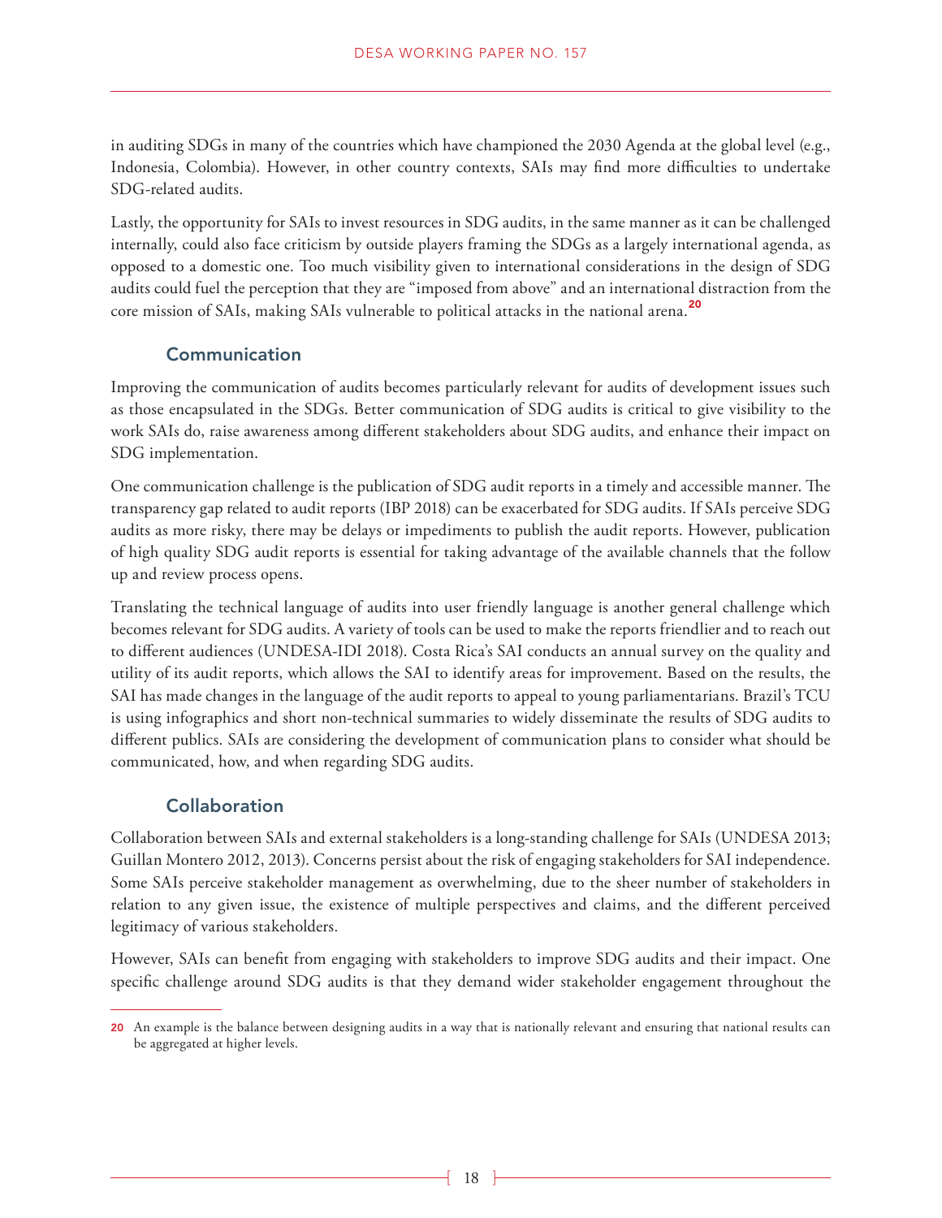in auditing SDGs in many of the countries which have championed the 2030 Agenda at the global level (e.g., Indonesia, Colombia). However, in other country contexts, SAIs may find more difficulties to undertake SDG-related audits.

Lastly, the opportunity for SAIs to invest resources in SDG audits, in the same manner as it can be challenged internally, could also face criticism by outside players framing the SDGs as a largely international agenda, as opposed to a domestic one. Too much visibility given to international considerations in the design of SDG audits could fuel the perception that they are "imposed from above" and an international distraction from the core mission of SAIs, making SAIs vulnerable to political attacks in the national arena.[20]

### Communication

Improving the communication of audits becomes particularly relevant for audits of development issues such as those encapsulated in the SDGs. Better communication of SDG audits is critical to give visibility to the work SAIs do, raise awareness among different stakeholders about SDG audits, and enhance their impact on SDG implementation.

One communication challenge is the publication of SDG audit reports in a timely and accessible manner. The transparency gap related to audit reports (IBP 2018) can be exacerbated for SDG audits. If SAIs perceive SDG audits as more risky, there may be delays or impediments to publish the audit reports. However, publication of high quality SDG audit reports is essential for taking advantage of the available channels that the follow up and review process opens.

Translating the technical language of audits into user friendly language is another general challenge which becomes relevant for SDG audits. A variety of tools can be used to make the reports friendlier and to reach out to different audiences (UNDESA-IDI 2018). Costa Rica's SAI conducts an annual survey on the quality and utility of its audit reports, which allows the SAI to identify areas for improvement. Based on the results, the SAI has made changes in the language of the audit reports to appeal to young parliamentarians. Brazil's TCU is using infographics and short non-technical summaries to widely disseminate the results of SDG audits to different publics. SAIs are considering the development of communication plans to consider what should be communicated, how, and when regarding SDG audits.

### Collaboration

Collaboration between SAIs and external stakeholders is a long-standing challenge for SAIs (UNDESA 2013; Guillan Montero 2012, 2013). Concerns persist about the risk of engaging stakeholders for SAI independence. Some SAIs perceive stakeholder management as overwhelming, due to the sheer number of stakeholders in relation to any given issue, the existence of multiple perspectives and claims, and the different perceived legitimacy of various stakeholders.

However, SAIs can benefit from engaging with stakeholders to improve SDG audits and their impact. One specific challenge around SDG audits is that they demand wider stakeholder engagement throughout the

---

[20] An example is the balance between designing audits in a way that is nationally relevant and ensuring that national results can be aggregated at higher levels.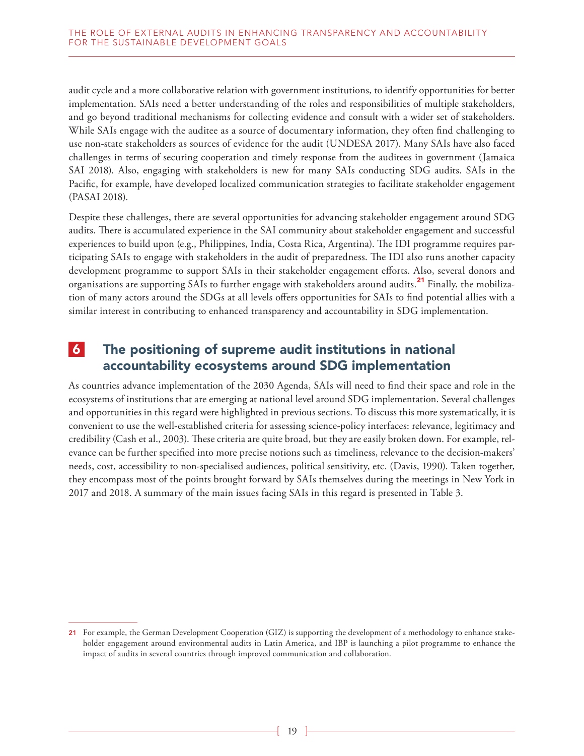audit cycle and a more collaborative relation with government institutions, to identify opportunities for better implementation. SAIs need a better understanding of the roles and responsibilities of multiple stakeholders, and go beyond traditional mechanisms for collecting evidence and consult with a wider set of stakeholders. While SAIs engage with the auditee as a source of documentary information, they often find challenging to use non-state stakeholders as sources of evidence for the audit (UNDESA 2017). Many SAIs have also faced challenges in terms of securing cooperation and timely response from the auditees in government (Jamaica SAI 2018). Also, engaging with stakeholders is new for many SAIs conducting SDG audits. SAIs in the Pacific, for example, have developed localized communication strategies to facilitate stakeholder engagement (PASAI 2018).

Despite these challenges, there are several opportunities for advancing stakeholder engagement around SDG audits. There is accumulated experience in the SAI community about stakeholder engagement and successful experiences to build upon (e.g., Philippines, India, Costa Rica, Argentina). The IDI programme requires participating SAIs to engage with stakeholders in the audit of preparedness. The IDI also runs another capacity development programme to support SAIs in their stakeholder engagement efforts. Also, several donors and organisations are supporting SAIs to further engage with stakeholders around audits.[21] Finally, the mobilization of many actors around the SDGs at all levels offers opportunities for SAIs to find potential allies with a similar interest in contributing to enhanced transparency and accountability in SDG implementation.

## 6 The positioning of supreme audit institutions in national accountability ecosystems around SDG implementation

As countries advance implementation of the 2030 Agenda, SAIs will need to find their space and role in the ecosystems of institutions that are emerging at national level around SDG implementation. Several challenges and opportunities in this regard were highlighted in previous sections. To discuss this more systematically, it is convenient to use the well-established criteria for assessing science-policy interfaces: relevance, legitimacy and credibility (Cash et al., 2003). These criteria are quite broad, but they are easily broken down. For example, relevance can be further specified into more precise notions such as timeliness, relevance to the decision-makers' needs, cost, accessibility to non-specialised audiences, political sensitivity, etc. (Davis, 1990). Taken together, they encompass most of the points brought forward by SAIs themselves during the meetings in New York in 2017 and 2018. A summary of the main issues facing SAIs in this regard is presented in Table 3.

---

21 For example, the German Development Cooperation (GIZ) is supporting the development of a methodology to enhance stakeholder engagement around environmental audits in Latin America, and IBP is launching a pilot programme to enhance the impact of audits in several countries through improved communication and collaboration.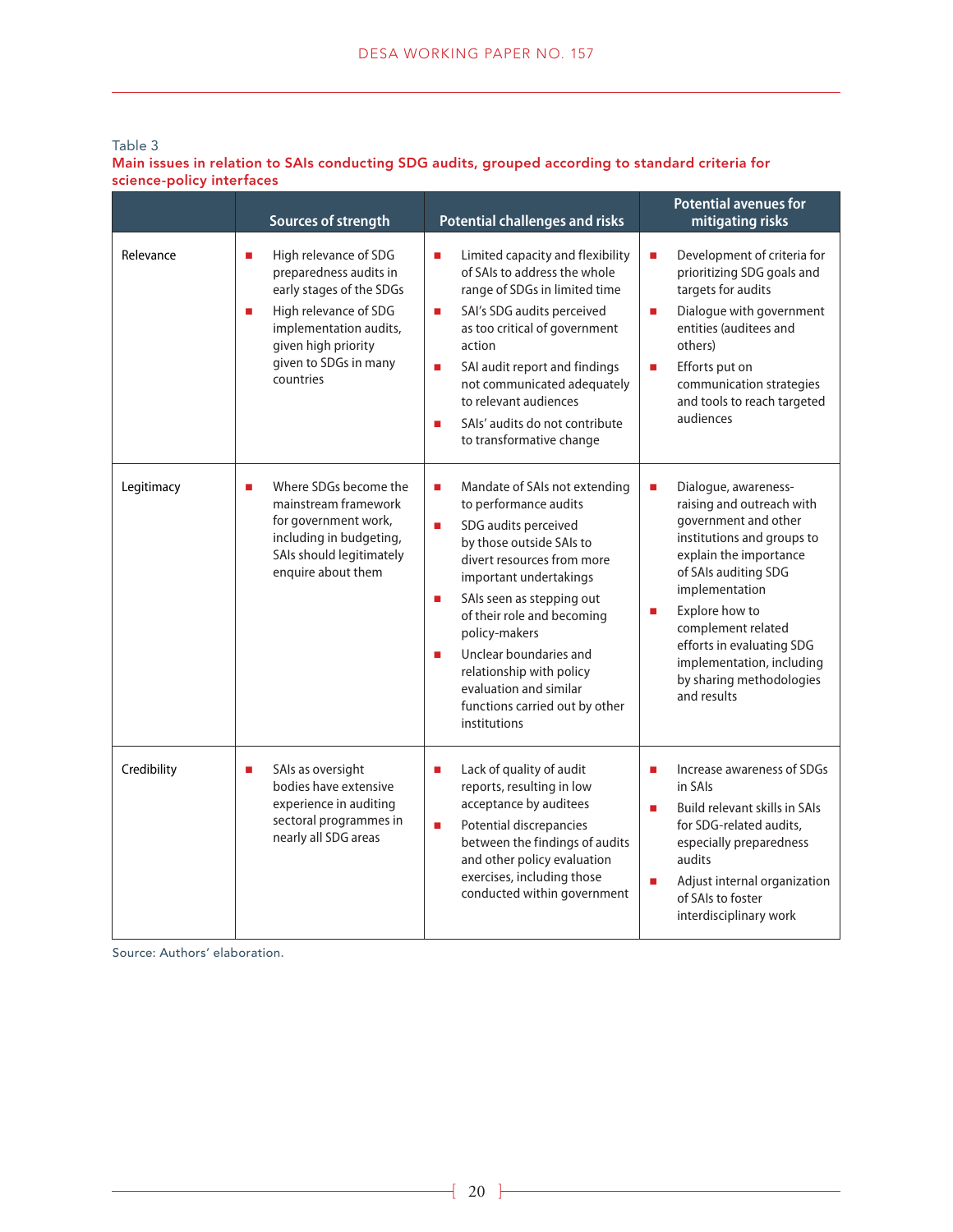Table 3

**Main issues in relation to SAIs conducting SDG audits, grouped according to standard criteria for science-policy interfaces**

| | Sources of strength | Potential challenges and risks | Potential avenues for mitigating risks |
|---|---|---|---|
| Relevance | ▪ High relevance of SDG preparedness audits in early stages of the SDGs<br>▪ High relevance of SDG implementation audits, given high priority given to SDGs in many countries | ▪ Limited capacity and flexibility of SAIs to address the whole range of SDGs in limited time<br>▪ SAI's SDG audits perceived as too critical of government action<br>▪ SAI audit report and findings not communicated adequately to relevant audiences<br>▪ SAIs' audits do not contribute to transformative change | ▪ Development of criteria for prioritizing SDG goals and targets for audits<br>▪ Dialogue with government entities (auditees and others)<br>▪ Efforts put on communication strategies and tools to reach targeted audiences |
| Legitimacy | ▪ Where SDGs become the mainstream framework for government work, including in budgeting, SAIs should legitimately enquire about them | ▪ Mandate of SAIs not extending to performance audits<br>▪ SDG audits perceived by those outside SAIs to divert resources from more important undertakings<br>▪ SAIs seen as stepping out of their role and becoming policy-makers<br>▪ Unclear boundaries and relationship with policy evaluation and similar functions carried out by other institutions | ▪ Dialogue, awareness-raising and outreach with government and other institutions and groups to explain the importance of SAIs auditing SDG implementation<br>▪ Explore how to complement related efforts in evaluating SDG implementation, including by sharing methodologies and results |
| Credibility | ▪ SAIs as oversight bodies have extensive experience in auditing sectoral programmes in nearly all SDG areas | ▪ Lack of quality of audit reports, resulting in low acceptance by auditees<br>▪ Potential discrepancies between the findings of audits and other policy evaluation exercises, including those conducted within government | ▪ Increase awareness of SDGs in SAIs<br>▪ Build relevant skills in SAIs for SDG-related audits, especially preparedness audits<br>▪ Adjust internal organization of SAIs to foster interdisciplinary work |

Source: Authors' elaboration.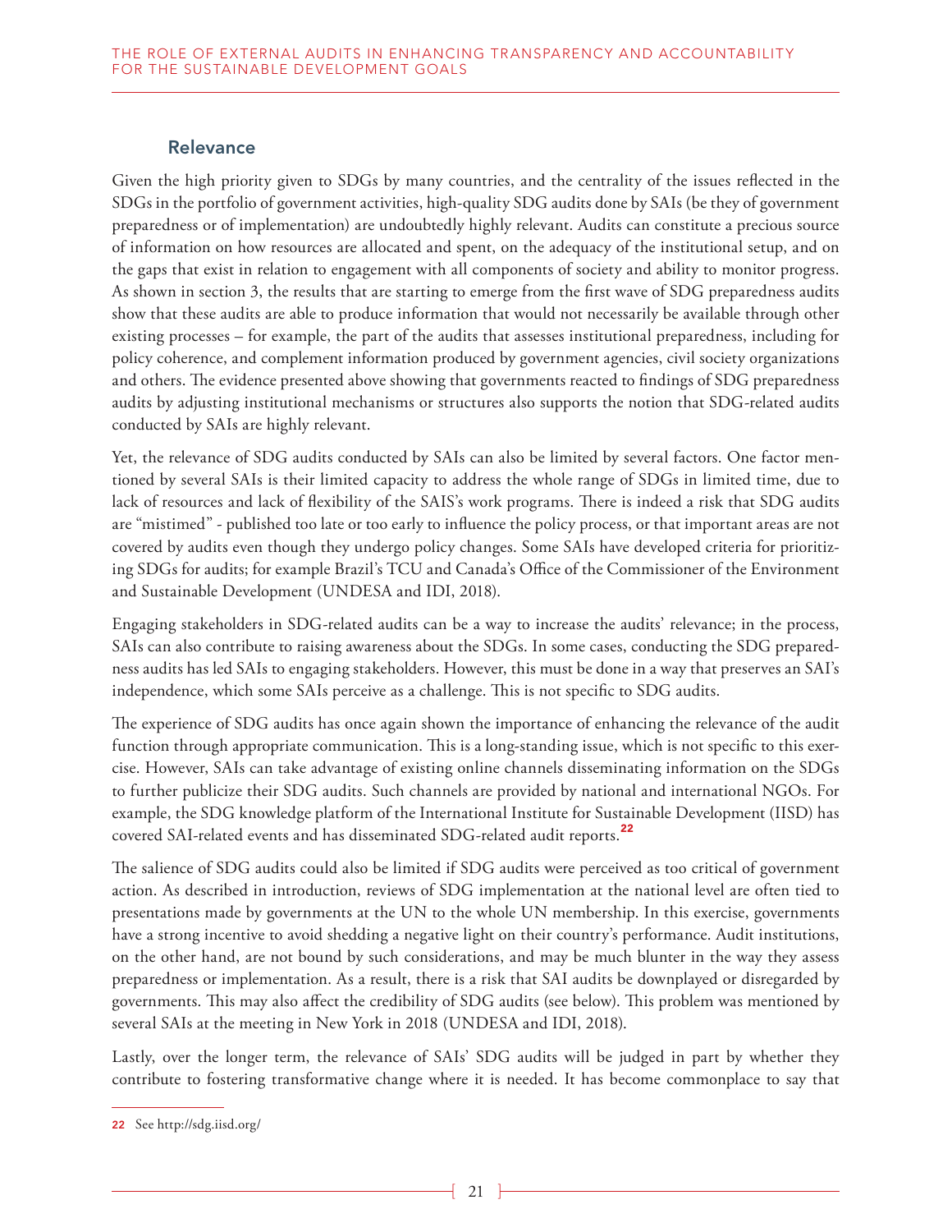### Relevance

Given the high priority given to SDGs by many countries, and the centrality of the issues reflected in the SDGs in the portfolio of government activities, high-quality SDG audits done by SAIs (be they of government preparedness or of implementation) are undoubtedly highly relevant. Audits can constitute a precious source of information on how resources are allocated and spent, on the adequacy of the institutional setup, and on the gaps that exist in relation to engagement with all components of society and ability to monitor progress. As shown in section 3, the results that are starting to emerge from the first wave of SDG preparedness audits show that these audits are able to produce information that would not necessarily be available through other existing processes – for example, the part of the audits that assesses institutional preparedness, including for policy coherence, and complement information produced by government agencies, civil society organizations and others. The evidence presented above showing that governments reacted to findings of SDG preparedness audits by adjusting institutional mechanisms or structures also supports the notion that SDG-related audits conducted by SAIs are highly relevant.

Yet, the relevance of SDG audits conducted by SAIs can also be limited by several factors. One factor mentioned by several SAIs is their limited capacity to address the whole range of SDGs in limited time, due to lack of resources and lack of flexibility of the SAIS's work programs. There is indeed a risk that SDG audits are "mistimed" - published too late or too early to influence the policy process, or that important areas are not covered by audits even though they undergo policy changes. Some SAIs have developed criteria for prioritizing SDGs for audits; for example Brazil's TCU and Canada's Office of the Commissioner of the Environment and Sustainable Development (UNDESA and IDI, 2018).

Engaging stakeholders in SDG-related audits can be a way to increase the audits' relevance; in the process, SAIs can also contribute to raising awareness about the SDGs. In some cases, conducting the SDG preparedness audits has led SAIs to engaging stakeholders. However, this must be done in a way that preserves an SAI's independence, which some SAIs perceive as a challenge. This is not specific to SDG audits.

The experience of SDG audits has once again shown the importance of enhancing the relevance of the audit function through appropriate communication. This is a long-standing issue, which is not specific to this exercise. However, SAIs can take advantage of existing online channels disseminating information on the SDGs to further publicize their SDG audits. Such channels are provided by national and international NGOs. For example, the SDG knowledge platform of the International Institute for Sustainable Development (IISD) has covered SAI-related events and has disseminated SDG-related audit reports.[22]

The salience of SDG audits could also be limited if SDG audits were perceived as too critical of government action. As described in introduction, reviews of SDG implementation at the national level are often tied to presentations made by governments at the UN to the whole UN membership. In this exercise, governments have a strong incentive to avoid shedding a negative light on their country's performance. Audit institutions, on the other hand, are not bound by such considerations, and may be much blunter in the way they assess preparedness or implementation. As a result, there is a risk that SAI audits be downplayed or disregarded by governments. This may also affect the credibility of SDG audits (see below). This problem was mentioned by several SAIs at the meeting in New York in 2018 (UNDESA and IDI, 2018).

Lastly, over the longer term, the relevance of SAIs' SDG audits will be judged in part by whether they contribute to fostering transformative change where it is needed. It has become commonplace to say that

---

22 See http://sdg.iisd.org/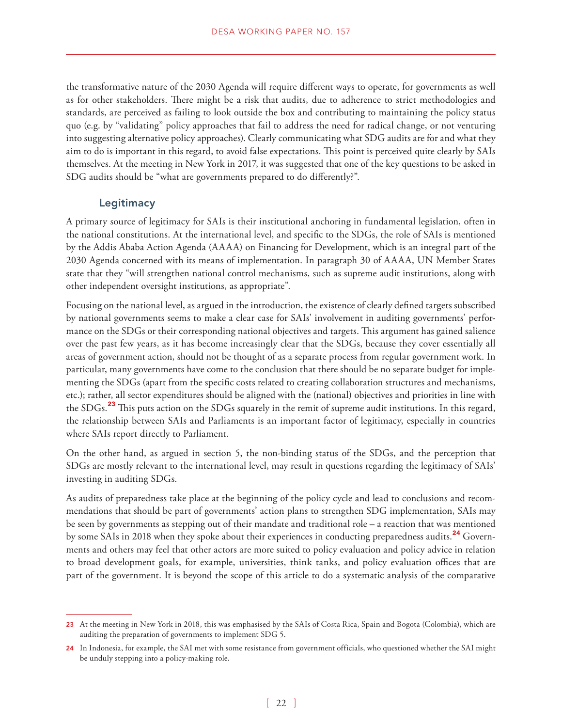the transformative nature of the 2030 Agenda will require different ways to operate, for governments as well as for other stakeholders. There might be a risk that audits, due to adherence to strict methodologies and standards, are perceived as failing to look outside the box and contributing to maintaining the policy status quo (e.g. by "validating" policy approaches that fail to address the need for radical change, or not venturing into suggesting alternative policy approaches). Clearly communicating what SDG audits are for and what they aim to do is important in this regard, to avoid false expectations. This point is perceived quite clearly by SAIs themselves. At the meeting in New York in 2017, it was suggested that one of the key questions to be asked in SDG audits should be "what are governments prepared to do differently?".

### Legitimacy

A primary source of legitimacy for SAIs is their institutional anchoring in fundamental legislation, often in the national constitutions. At the international level, and specific to the SDGs, the role of SAIs is mentioned by the Addis Ababa Action Agenda (AAAA) on Financing for Development, which is an integral part of the 2030 Agenda concerned with its means of implementation. In paragraph 30 of AAAA, UN Member States state that they "will strengthen national control mechanisms, such as supreme audit institutions, along with other independent oversight institutions, as appropriate".

Focusing on the national level, as argued in the introduction, the existence of clearly defined targets subscribed by national governments seems to make a clear case for SAIs' involvement in auditing governments' performance on the SDGs or their corresponding national objectives and targets. This argument has gained salience over the past few years, as it has become increasingly clear that the SDGs, because they cover essentially all areas of government action, should not be thought of as a separate process from regular government work. In particular, many governments have come to the conclusion that there should be no separate budget for implementing the SDGs (apart from the specific costs related to creating collaboration structures and mechanisms, etc.); rather, all sector expenditures should be aligned with the (national) objectives and priorities in line with the SDGs.[23] This puts action on the SDGs squarely in the remit of supreme audit institutions. In this regard, the relationship between SAIs and Parliaments is an important factor of legitimacy, especially in countries where SAIs report directly to Parliament.

On the other hand, as argued in section 5, the non-binding status of the SDGs, and the perception that SDGs are mostly relevant to the international level, may result in questions regarding the legitimacy of SAIs' investing in auditing SDGs.

As audits of preparedness take place at the beginning of the policy cycle and lead to conclusions and recommendations that should be part of governments' action plans to strengthen SDG implementation, SAIs may be seen by governments as stepping out of their mandate and traditional role – a reaction that was mentioned by some SAIs in 2018 when they spoke about their experiences in conducting preparedness audits.[24] Governments and others may feel that other actors are more suited to policy evaluation and policy advice in relation to broad development goals, for example, universities, think tanks, and policy evaluation offices that are part of the government. It is beyond the scope of this article to do a systematic analysis of the comparative

---

[23] At the meeting in New York in 2018, this was emphasised by the SAIs of Costa Rica, Spain and Bogota (Colombia), which are auditing the preparation of governments to implement SDG 5.

[24] In Indonesia, for example, the SAI met with some resistance from government officials, who questioned whether the SAI might be unduly stepping into a policy-making role.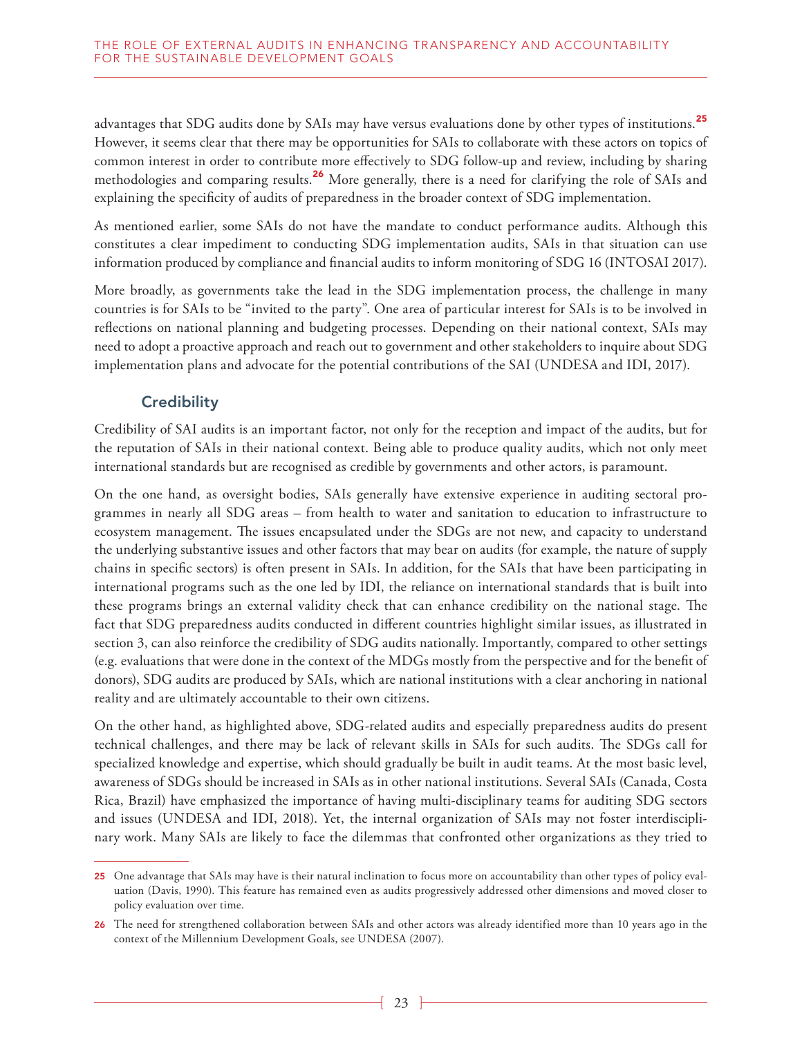advantages that SDG audits done by SAIs may have versus evaluations done by other types of institutions.[25] However, it seems clear that there may be opportunities for SAIs to collaborate with these actors on topics of common interest in order to contribute more effectively to SDG follow-up and review, including by sharing methodologies and comparing results.[26] More generally, there is a need for clarifying the role of SAIs and explaining the specificity of audits of preparedness in the broader context of SDG implementation.

As mentioned earlier, some SAIs do not have the mandate to conduct performance audits. Although this constitutes a clear impediment to conducting SDG implementation audits, SAIs in that situation can use information produced by compliance and financial audits to inform monitoring of SDG 16 (INTOSAI 2017).

More broadly, as governments take the lead in the SDG implementation process, the challenge in many countries is for SAIs to be "invited to the party". One area of particular interest for SAIs is to be involved in reflections on national planning and budgeting processes. Depending on their national context, SAIs may need to adopt a proactive approach and reach out to government and other stakeholders to inquire about SDG implementation plans and advocate for the potential contributions of the SAI (UNDESA and IDI, 2017).

### Credibility

Credibility of SAI audits is an important factor, not only for the reception and impact of the audits, but for the reputation of SAIs in their national context. Being able to produce quality audits, which not only meet international standards but are recognised as credible by governments and other actors, is paramount.

On the one hand, as oversight bodies, SAIs generally have extensive experience in auditing sectoral programmes in nearly all SDG areas – from health to water and sanitation to education to infrastructure to ecosystem management. The issues encapsulated under the SDGs are not new, and capacity to understand the underlying substantive issues and other factors that may bear on audits (for example, the nature of supply chains in specific sectors) is often present in SAIs. In addition, for the SAIs that have been participating in international programs such as the one led by IDI, the reliance on international standards that is built into these programs brings an external validity check that can enhance credibility on the national stage. The fact that SDG preparedness audits conducted in different countries highlight similar issues, as illustrated in section 3, can also reinforce the credibility of SDG audits nationally. Importantly, compared to other settings (e.g. evaluations that were done in the context of the MDGs mostly from the perspective and for the benefit of donors), SDG audits are produced by SAIs, which are national institutions with a clear anchoring in national reality and are ultimately accountable to their own citizens.

On the other hand, as highlighted above, SDG-related audits and especially preparedness audits do present technical challenges, and there may be lack of relevant skills in SAIs for such audits. The SDGs call for specialized knowledge and expertise, which should gradually be built in audit teams. At the most basic level, awareness of SDGs should be increased in SAIs as in other national institutions. Several SAIs (Canada, Costa Rica, Brazil) have emphasized the importance of having multi-disciplinary teams for auditing SDG sectors and issues (UNDESA and IDI, 2018). Yet, the internal organization of SAIs may not foster interdisciplinary work. Many SAIs are likely to face the dilemmas that confronted other organizations as they tried to

---

[25] One advantage that SAIs may have is their natural inclination to focus more on accountability than other types of policy evaluation (Davis, 1990). This feature has remained even as audits progressively addressed other dimensions and moved closer to policy evaluation over time.

[26] The need for strengthened collaboration between SAIs and other actors was already identified more than 10 years ago in the context of the Millennium Development Goals, see UNDESA (2007).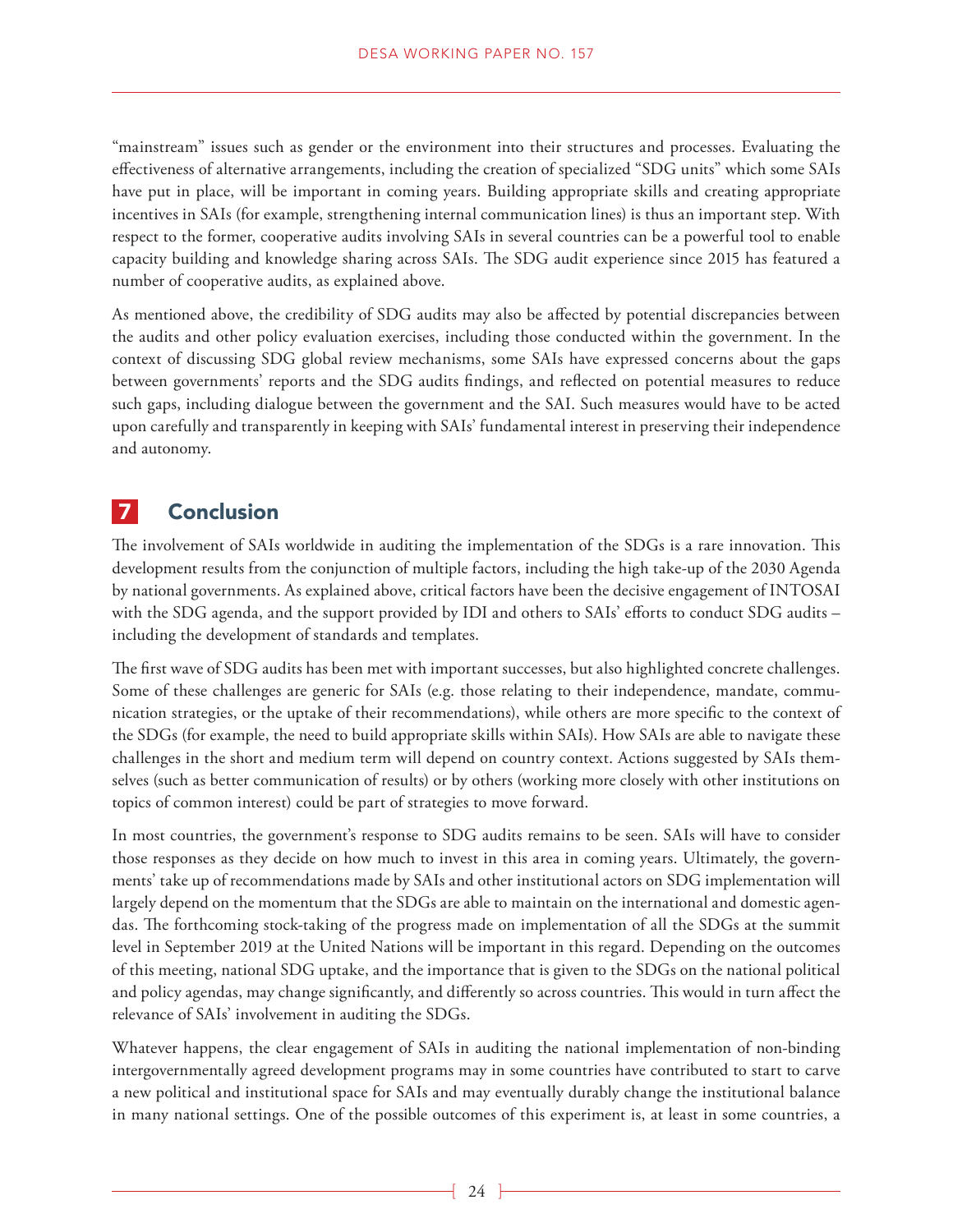"mainstream" issues such as gender or the environment into their structures and processes. Evaluating the effectiveness of alternative arrangements, including the creation of specialized "SDG units" which some SAIs have put in place, will be important in coming years. Building appropriate skills and creating appropriate incentives in SAIs (for example, strengthening internal communication lines) is thus an important step. With respect to the former, cooperative audits involving SAIs in several countries can be a powerful tool to enable capacity building and knowledge sharing across SAIs. The SDG audit experience since 2015 has featured a number of cooperative audits, as explained above.

As mentioned above, the credibility of SDG audits may also be affected by potential discrepancies between the audits and other policy evaluation exercises, including those conducted within the government. In the context of discussing SDG global review mechanisms, some SAIs have expressed concerns about the gaps between governments' reports and the SDG audits findings, and reflected on potential measures to reduce such gaps, including dialogue between the government and the SAI. Such measures would have to be acted upon carefully and transparently in keeping with SAIs' fundamental interest in preserving their independence and autonomy.

## 7 Conclusion

The involvement of SAIs worldwide in auditing the implementation of the SDGs is a rare innovation. This development results from the conjunction of multiple factors, including the high take-up of the 2030 Agenda by national governments. As explained above, critical factors have been the decisive engagement of INTOSAI with the SDG agenda, and the support provided by IDI and others to SAIs' efforts to conduct SDG audits – including the development of standards and templates.

The first wave of SDG audits has been met with important successes, but also highlighted concrete challenges. Some of these challenges are generic for SAIs (e.g. those relating to their independence, mandate, communication strategies, or the uptake of their recommendations), while others are more specific to the context of the SDGs (for example, the need to build appropriate skills within SAIs). How SAIs are able to navigate these challenges in the short and medium term will depend on country context. Actions suggested by SAIs themselves (such as better communication of results) or by others (working more closely with other institutions on topics of common interest) could be part of strategies to move forward.

In most countries, the government's response to SDG audits remains to be seen. SAIs will have to consider those responses as they decide on how much to invest in this area in coming years. Ultimately, the governments' take up of recommendations made by SAIs and other institutional actors on SDG implementation will largely depend on the momentum that the SDGs are able to maintain on the international and domestic agendas. The forthcoming stock-taking of the progress made on implementation of all the SDGs at the summit level in September 2019 at the United Nations will be important in this regard. Depending on the outcomes of this meeting, national SDG uptake, and the importance that is given to the SDGs on the national political and policy agendas, may change significantly, and differently so across countries. This would in turn affect the relevance of SAIs' involvement in auditing the SDGs.

Whatever happens, the clear engagement of SAIs in auditing the national implementation of non-binding intergovernmentally agreed development programs may in some countries have contributed to start to carve a new political and institutional space for SAIs and may eventually durably change the institutional balance in many national settings. One of the possible outcomes of this experiment is, at least in some countries, a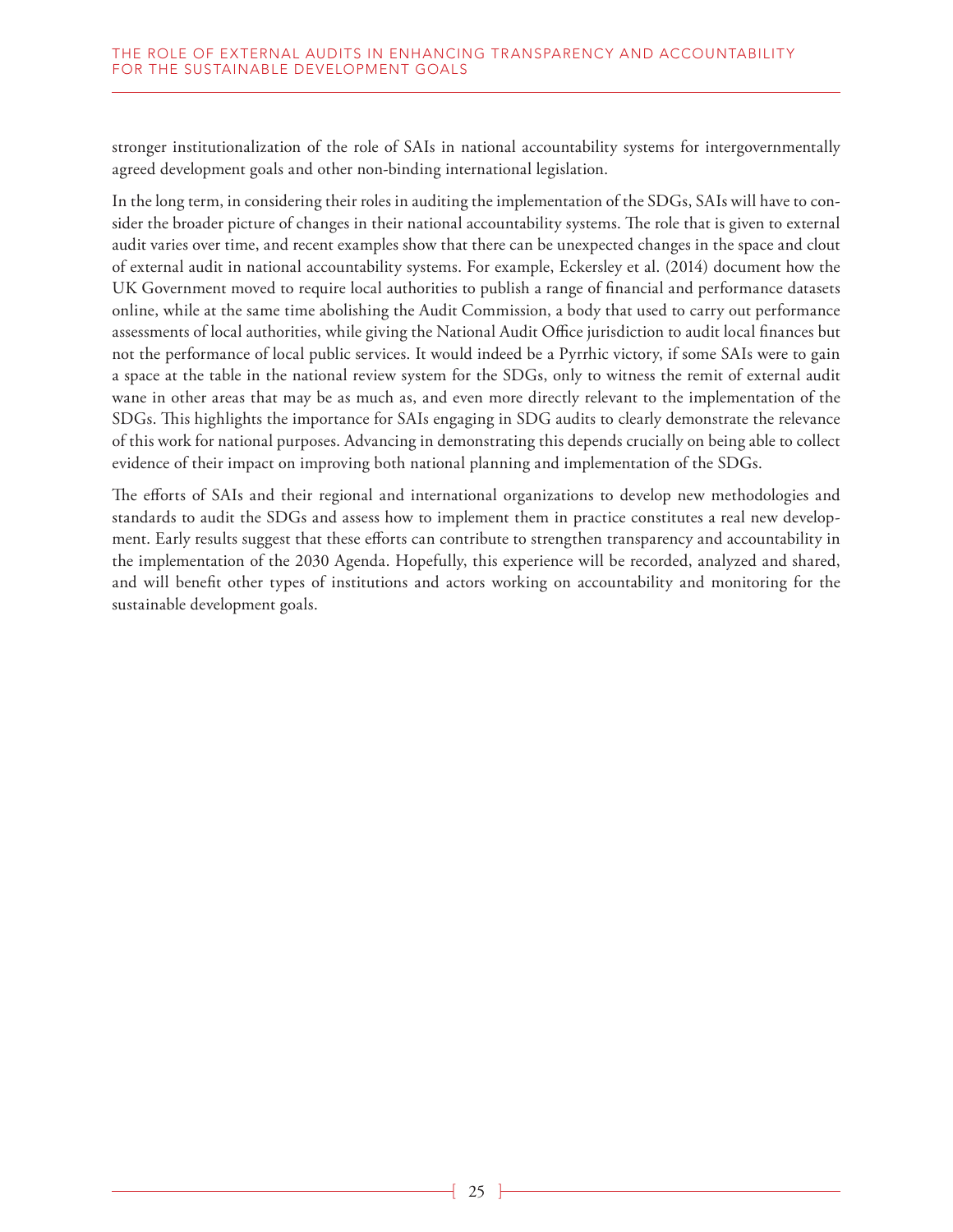stronger institutionalization of the role of SAIs in national accountability systems for intergovernmentally agreed development goals and other non-binding international legislation.

In the long term, in considering their roles in auditing the implementation of the SDGs, SAIs will have to consider the broader picture of changes in their national accountability systems. The role that is given to external audit varies over time, and recent examples show that there can be unexpected changes in the space and clout of external audit in national accountability systems. For example, Eckersley et al. (2014) document how the UK Government moved to require local authorities to publish a range of financial and performance datasets online, while at the same time abolishing the Audit Commission, a body that used to carry out performance assessments of local authorities, while giving the National Audit Office jurisdiction to audit local finances but not the performance of local public services. It would indeed be a Pyrrhic victory, if some SAIs were to gain a space at the table in the national review system for the SDGs, only to witness the remit of external audit wane in other areas that may be as much as, and even more directly relevant to the implementation of the SDGs. This highlights the importance for SAIs engaging in SDG audits to clearly demonstrate the relevance of this work for national purposes. Advancing in demonstrating this depends crucially on being able to collect evidence of their impact on improving both national planning and implementation of the SDGs.

The efforts of SAIs and their regional and international organizations to develop new methodologies and standards to audit the SDGs and assess how to implement them in practice constitutes a real new development. Early results suggest that these efforts can contribute to strengthen transparency and accountability in the implementation of the 2030 Agenda. Hopefully, this experience will be recorded, analyzed and shared, and will benefit other types of institutions and actors working on accountability and monitoring for the sustainable development goals.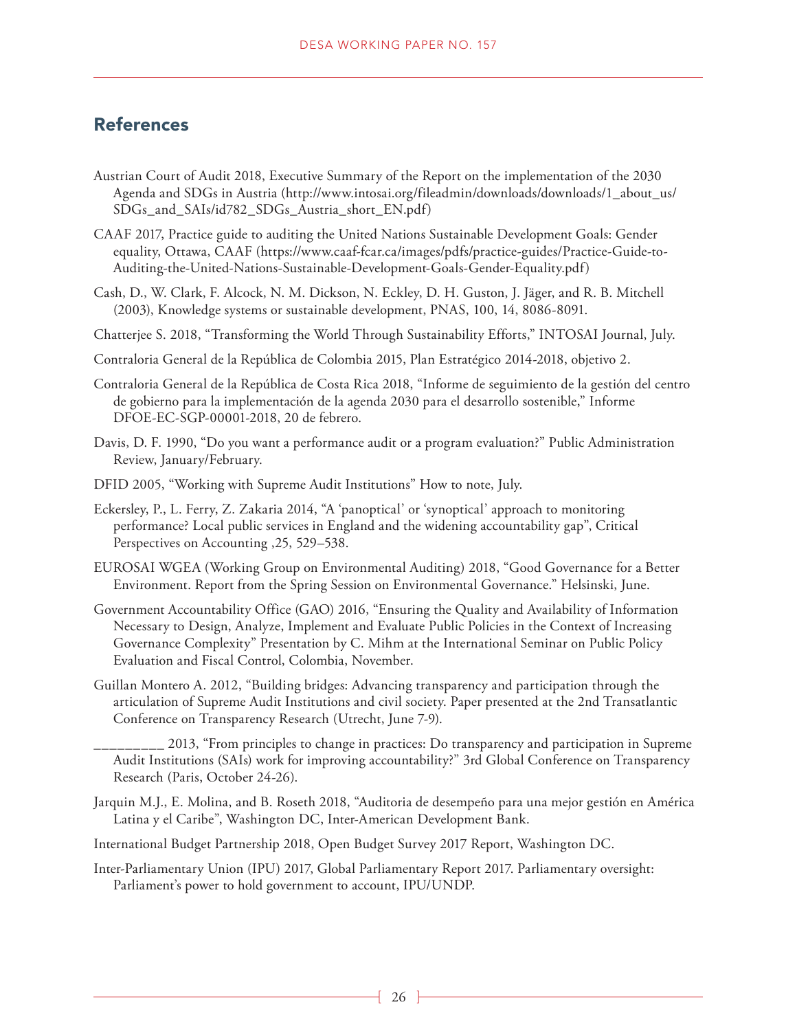## References

Austrian Court of Audit 2018, Executive Summary of the Report on the implementation of the 2030 Agenda and SDGs in Austria (http://www.intosai.org/fileadmin/downloads/downloads/1_about_us/SDGs_and_SAIs/id782_SDGs_Austria_short_EN.pdf)

CAAF 2017, Practice guide to auditing the United Nations Sustainable Development Goals: Gender equality, Ottawa, CAAF (https://www.caaf-fcar.ca/images/pdfs/practice-guides/Practice-Guide-to-Auditing-the-United-Nations-Sustainable-Development-Goals-Gender-Equality.pdf)

Cash, D., W. Clark, F. Alcock, N. M. Dickson, N. Eckley, D. H. Guston, J. Jäger, and R. B. Mitchell (2003), Knowledge systems or sustainable development, PNAS, 100, 14, 8086-8091.

Chatterjee S. 2018, "Transforming the World Through Sustainability Efforts," INTOSAI Journal, July.

Contraloria General de la República de Colombia 2015, Plan Estratégico 2014-2018, objetivo 2.

Contraloria General de la República de Costa Rica 2018, "Informe de seguimiento de la gestión del centro de gobierno para la implementación de la agenda 2030 para el desarrollo sostenible," Informe DFOE-EC-SGP-00001-2018, 20 de febrero.

Davis, D. F. 1990, "Do you want a performance audit or a program evaluation?" Public Administration Review, January/February.

DFID 2005, "Working with Supreme Audit Institutions" How to note, July.

Eckersley, P., L. Ferry, Z. Zakaria 2014, "A 'panoptical' or 'synoptical' approach to monitoring performance? Local public services in England and the widening accountability gap", Critical Perspectives on Accounting ,25, 529–538.

EUROSAI WGEA (Working Group on Environmental Auditing) 2018, "Good Governance for a Better Environment. Report from the Spring Session on Environmental Governance." Helsinski, June.

Government Accountability Office (GAO) 2016, "Ensuring the Quality and Availability of Information Necessary to Design, Analyze, Implement and Evaluate Public Policies in the Context of Increasing Governance Complexity" Presentation by C. Mihm at the International Seminar on Public Policy Evaluation and Fiscal Control, Colombia, November.

Guillan Montero A. 2012, "Building bridges: Advancing transparency and participation through the articulation of Supreme Audit Institutions and civil society. Paper presented at the 2nd Transatlantic Conference on Transparency Research (Utrecht, June 7-9).

_________ 2013, "From principles to change in practices: Do transparency and participation in Supreme Audit Institutions (SAIs) work for improving accountability?" 3rd Global Conference on Transparency Research (Paris, October 24-26).

Jarquin M.J., E. Molina, and B. Roseth 2018, "Auditoria de desempeño para una mejor gestión en América Latina y el Caribe", Washington DC, Inter-American Development Bank.

International Budget Partnership 2018, Open Budget Survey 2017 Report, Washington DC.

Inter-Parliamentary Union (IPU) 2017, Global Parliamentary Report 2017. Parliamentary oversight: Parliament's power to hold government to account, IPU/UNDP.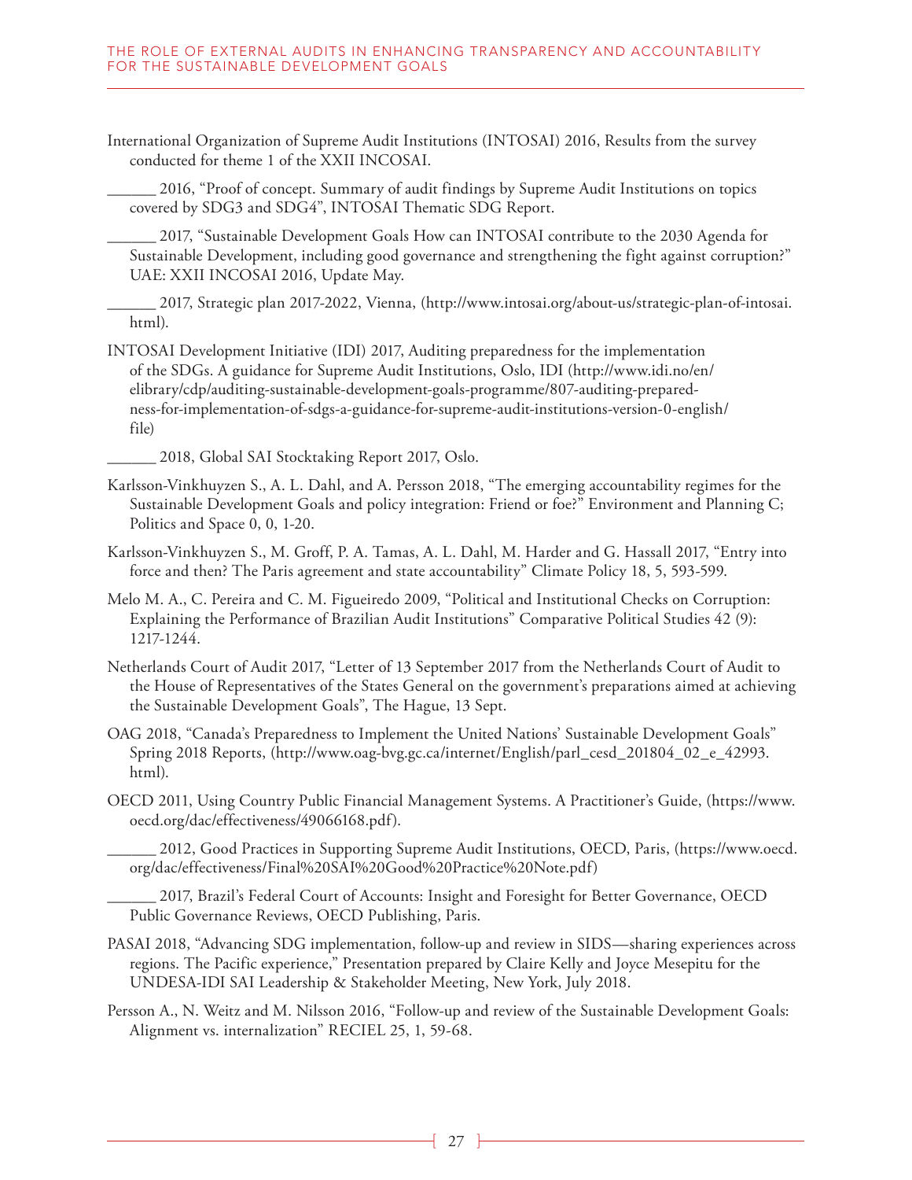International Organization of Supreme Audit Institutions (INTOSAI) 2016, Results from the survey conducted for theme 1 of the XXII INCOSAI.

______ 2016, "Proof of concept. Summary of audit findings by Supreme Audit Institutions on topics covered by SDG3 and SDG4", INTOSAI Thematic SDG Report.

______ 2017, "Sustainable Development Goals How can INTOSAI contribute to the 2030 Agenda for Sustainable Development, including good governance and strengthening the fight against corruption?" UAE: XXII INCOSAI 2016, Update May.

______ 2017, Strategic plan 2017-2022, Vienna, (http://www.intosai.org/about-us/strategic-plan-of-intosai.html).

INTOSAI Development Initiative (IDI) 2017, Auditing preparedness for the implementation of the SDGs. A guidance for Supreme Audit Institutions, Oslo, IDI (http://www.idi.no/en/elibrary/cdp/auditing-sustainable-development-goals-programme/807-auditing-preparedness-for-implementation-of-sdgs-a-guidance-for-supreme-audit-institutions-version-0-english/file)

______ 2018, Global SAI Stocktaking Report 2017, Oslo.

Karlsson-Vinkhuyzen S., A. L. Dahl, and A. Persson 2018, "The emerging accountability regimes for the Sustainable Development Goals and policy integration: Friend or foe?" Environment and Planning C; Politics and Space 0, 0, 1-20.

Karlsson-Vinkhuyzen S., M. Groff, P. A. Tamas, A. L. Dahl, M. Harder and G. Hassall 2017, "Entry into force and then? The Paris agreement and state accountability" Climate Policy 18, 5, 593-599.

Melo M. A., C. Pereira and C. M. Figueiredo 2009, "Political and Institutional Checks on Corruption: Explaining the Performance of Brazilian Audit Institutions" Comparative Political Studies 42 (9): 1217-1244.

Netherlands Court of Audit 2017, "Letter of 13 September 2017 from the Netherlands Court of Audit to the House of Representatives of the States General on the government's preparations aimed at achieving the Sustainable Development Goals", The Hague, 13 Sept.

OAG 2018, "Canada's Preparedness to Implement the United Nations' Sustainable Development Goals" Spring 2018 Reports, (http://www.oag-bvg.gc.ca/internet/English/parl_cesd_201804_02_e_42993.html).

OECD 2011, Using Country Public Financial Management Systems. A Practitioner's Guide, (https://www.oecd.org/dac/effectiveness/49066168.pdf).

______ 2012, Good Practices in Supporting Supreme Audit Institutions, OECD, Paris, (https://www.oecd.org/dac/effectiveness/Final%20SAI%20Good%20Practice%20Note.pdf)

______ 2017, Brazil's Federal Court of Accounts: Insight and Foresight for Better Governance, OECD Public Governance Reviews, OECD Publishing, Paris.

PASAI 2018, "Advancing SDG implementation, follow-up and review in SIDS—sharing experiences across regions. The Pacific experience," Presentation prepared by Claire Kelly and Joyce Mesepitu for the UNDESA-IDI SAI Leadership & Stakeholder Meeting, New York, July 2018.

Persson A., N. Weitz and M. Nilsson 2016, "Follow-up and review of the Sustainable Development Goals: Alignment vs. internalization" RECIEL 25, 1, 59-68.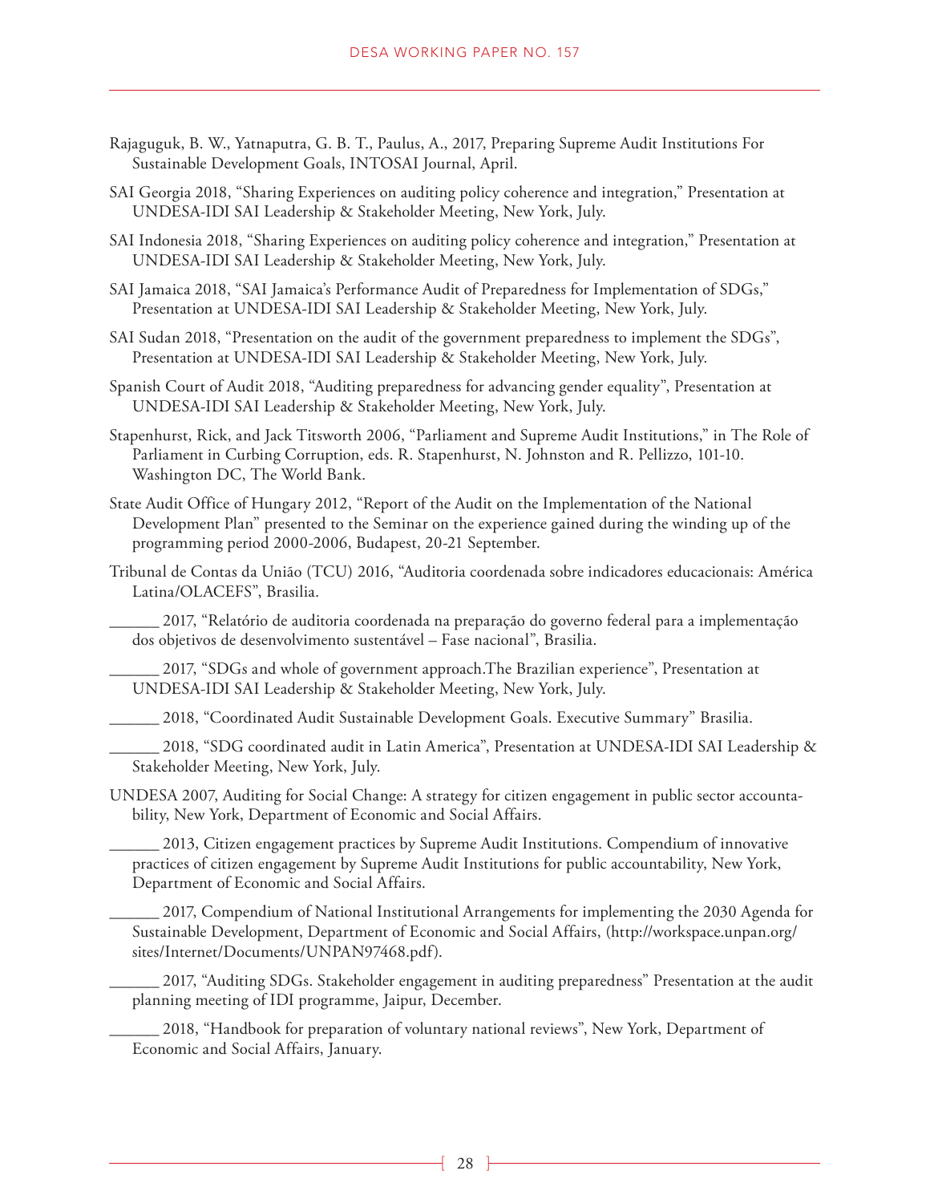Rajaguguk, B. W., Yatnaputra, G. B. T., Paulus, A., 2017, Preparing Supreme Audit Institutions For Sustainable Development Goals, INTOSAI Journal, April.

SAI Georgia 2018, "Sharing Experiences on auditing policy coherence and integration," Presentation at UNDESA-IDI SAI Leadership & Stakeholder Meeting, New York, July.

SAI Indonesia 2018, "Sharing Experiences on auditing policy coherence and integration," Presentation at UNDESA-IDI SAI Leadership & Stakeholder Meeting, New York, July.

SAI Jamaica 2018, "SAI Jamaica's Performance Audit of Preparedness for Implementation of SDGs," Presentation at UNDESA-IDI SAI Leadership & Stakeholder Meeting, New York, July.

SAI Sudan 2018, "Presentation on the audit of the government preparedness to implement the SDGs", Presentation at UNDESA-IDI SAI Leadership & Stakeholder Meeting, New York, July.

Spanish Court of Audit 2018, "Auditing preparedness for advancing gender equality", Presentation at UNDESA-IDI SAI Leadership & Stakeholder Meeting, New York, July.

Stapenhurst, Rick, and Jack Titsworth 2006, "Parliament and Supreme Audit Institutions," in The Role of Parliament in Curbing Corruption, eds. R. Stapenhurst, N. Johnston and R. Pellizzo, 101-10. Washington DC, The World Bank.

State Audit Office of Hungary 2012, "Report of the Audit on the Implementation of the National Development Plan" presented to the Seminar on the experience gained during the winding up of the programming period 2000-2006, Budapest, 20-21 September.

Tribunal de Contas da União (TCU) 2016, "Auditoria coordenada sobre indicadores educacionais: América Latina/OLACEFS", Brasilia.

______ 2017, "Relatório de auditoria coordenada na preparação do governo federal para a implementação dos objetivos de desenvolvimento sustentável – Fase nacional", Brasilia.

______ 2017, "SDGs and whole of government approach.The Brazilian experience", Presentation at UNDESA-IDI SAI Leadership & Stakeholder Meeting, New York, July.

______ 2018, "Coordinated Audit Sustainable Development Goals. Executive Summary" Brasilia.

______ 2018, "SDG coordinated audit in Latin America", Presentation at UNDESA-IDI SAI Leadership & Stakeholder Meeting, New York, July.

UNDESA 2007, Auditing for Social Change: A strategy for citizen engagement in public sector accountability, New York, Department of Economic and Social Affairs.

______ 2013, Citizen engagement practices by Supreme Audit Institutions. Compendium of innovative practices of citizen engagement by Supreme Audit Institutions for public accountability, New York, Department of Economic and Social Affairs.

______ 2017, Compendium of National Institutional Arrangements for implementing the 2030 Agenda for Sustainable Development, Department of Economic and Social Affairs, (http://workspace.unpan.org/sites/Internet/Documents/UNPAN97468.pdf).

______ 2017, "Auditing SDGs. Stakeholder engagement in auditing preparedness" Presentation at the audit planning meeting of IDI programme, Jaipur, December.

______ 2018, "Handbook for preparation of voluntary national reviews", New York, Department of Economic and Social Affairs, January.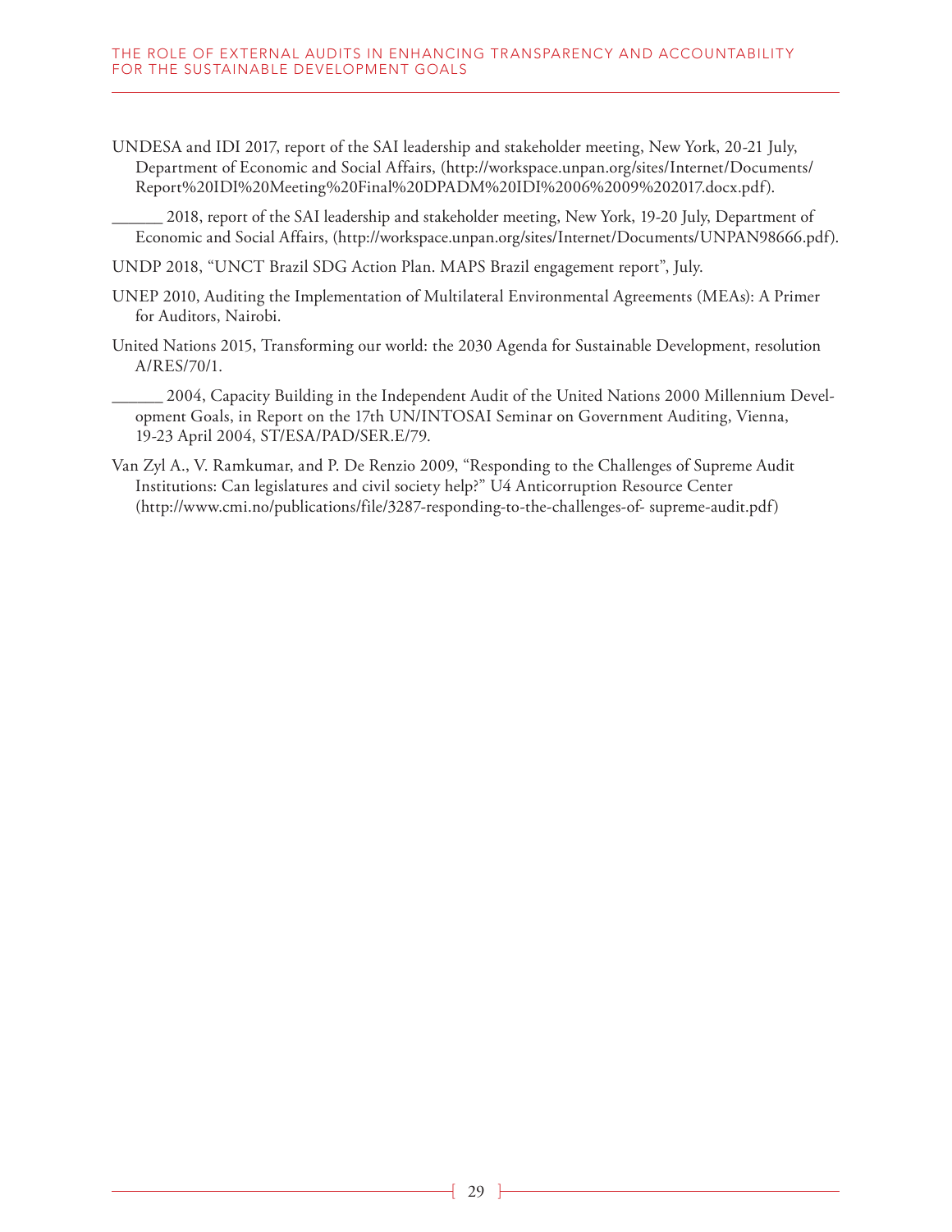UNDESA and IDI 2017, report of the SAI leadership and stakeholder meeting, New York, 20-21 July, Department of Economic and Social Affairs, (http://workspace.unpan.org/sites/Internet/Documents/Report%20IDI%20Meeting%20Final%20DPADM%20IDI%2006%2009%202017.docx.pdf).

______ 2018, report of the SAI leadership and stakeholder meeting, New York, 19-20 July, Department of Economic and Social Affairs, (http://workspace.unpan.org/sites/Internet/Documents/UNPAN98666.pdf).

UNDP 2018, "UNCT Brazil SDG Action Plan. MAPS Brazil engagement report", July.

UNEP 2010, Auditing the Implementation of Multilateral Environmental Agreements (MEAs): A Primer for Auditors, Nairobi.

United Nations 2015, Transforming our world: the 2030 Agenda for Sustainable Development, resolution A/RES/70/1.

______ 2004, Capacity Building in the Independent Audit of the United Nations 2000 Millennium Development Goals, in Report on the 17th UN/INTOSAI Seminar on Government Auditing, Vienna, 19-23 April 2004, ST/ESA/PAD/SER.E/79.

Van Zyl A., V. Ramkumar, and P. De Renzio 2009, "Responding to the Challenges of Supreme Audit Institutions: Can legislatures and civil society help?" U4 Anticorruption Resource Center (http://www.cmi.no/publications/file/3287-responding-to-the-challenges-of- supreme-audit.pdf)